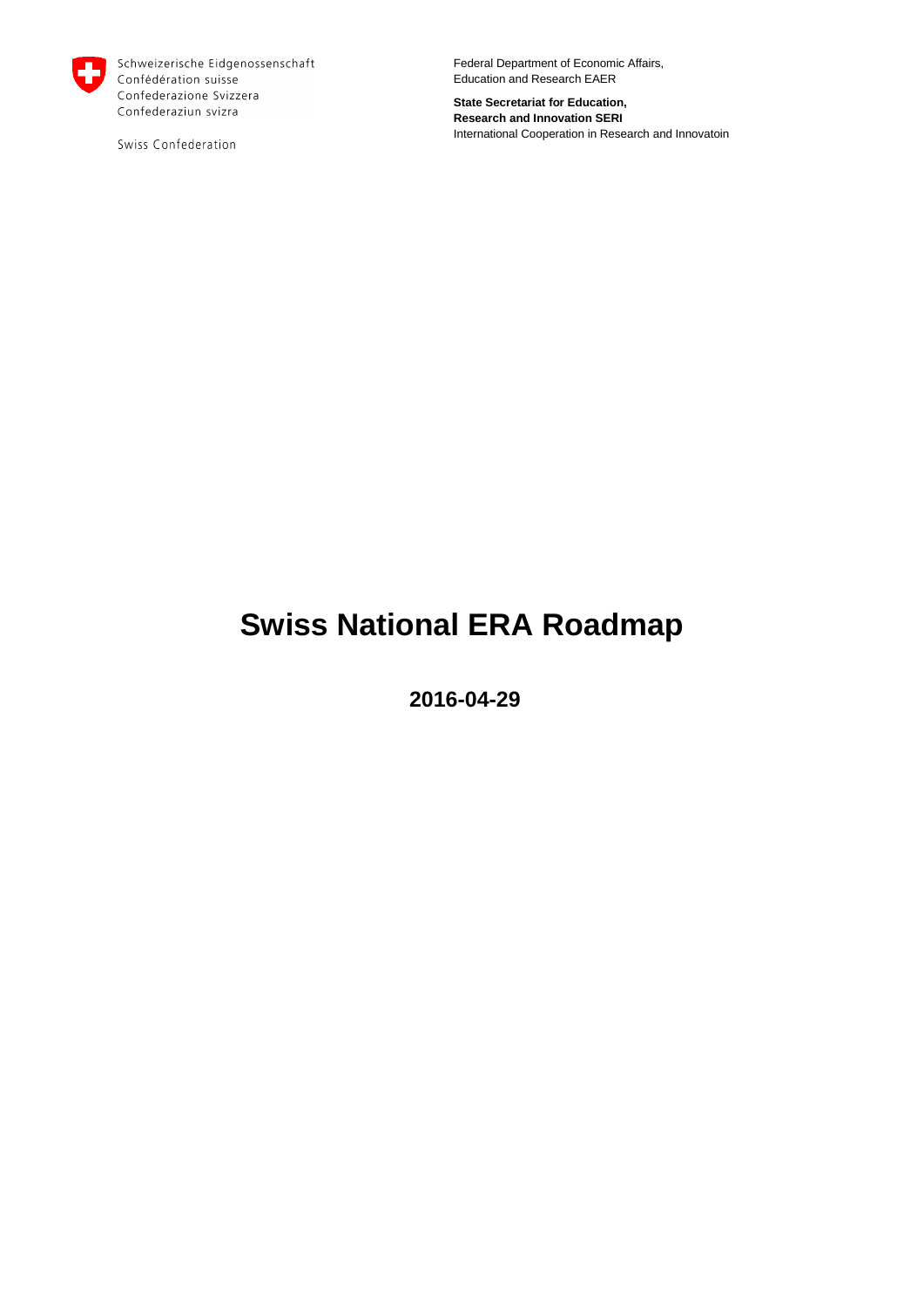Schweizerische Eidgenossenschaft
Confédération suisse
Confederazione Svizzera
Confederaziun svizra

Swiss Confederation

Federal Department of Economic Affairs,
Education and Research EAER

**State Secretariat for Education,**
**Research and Innovation SERI**
International Cooperation in Research and Innovatoin

# Swiss National ERA Roadmap

**2016-04-29**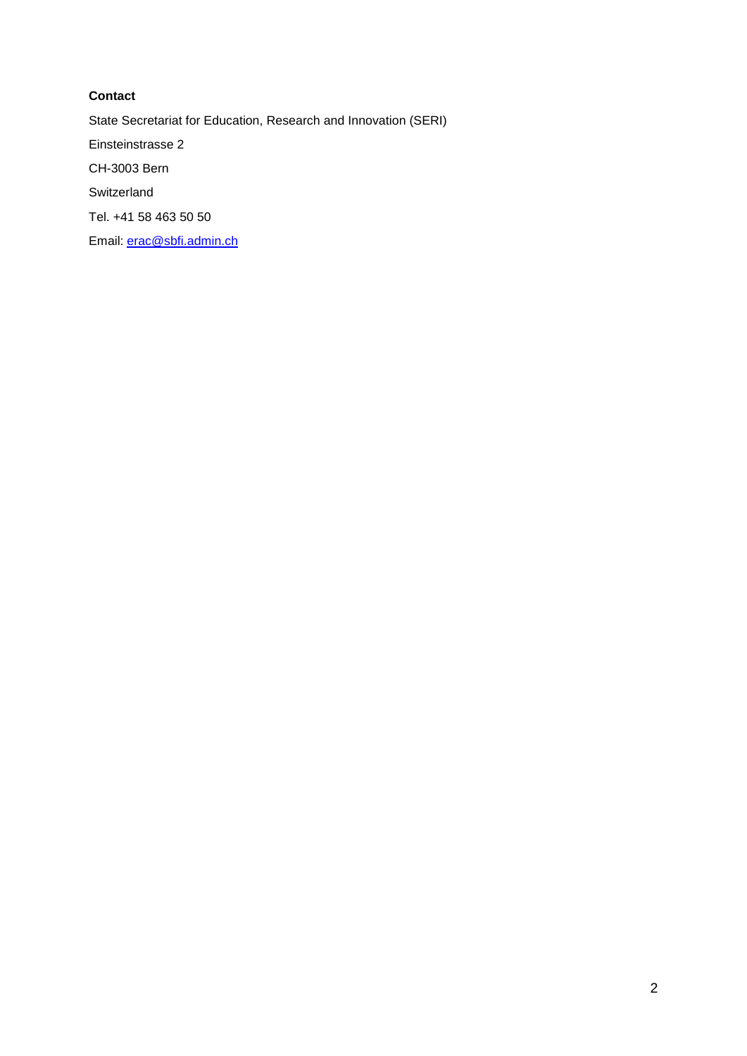**Contact**

State Secretariat for Education, Research and Innovation (SERI)

Einsteinstrasse 2

CH-3003 Bern

Switzerland

Tel. +41 58 463 50 50

Email: erac@sbfi.admin.ch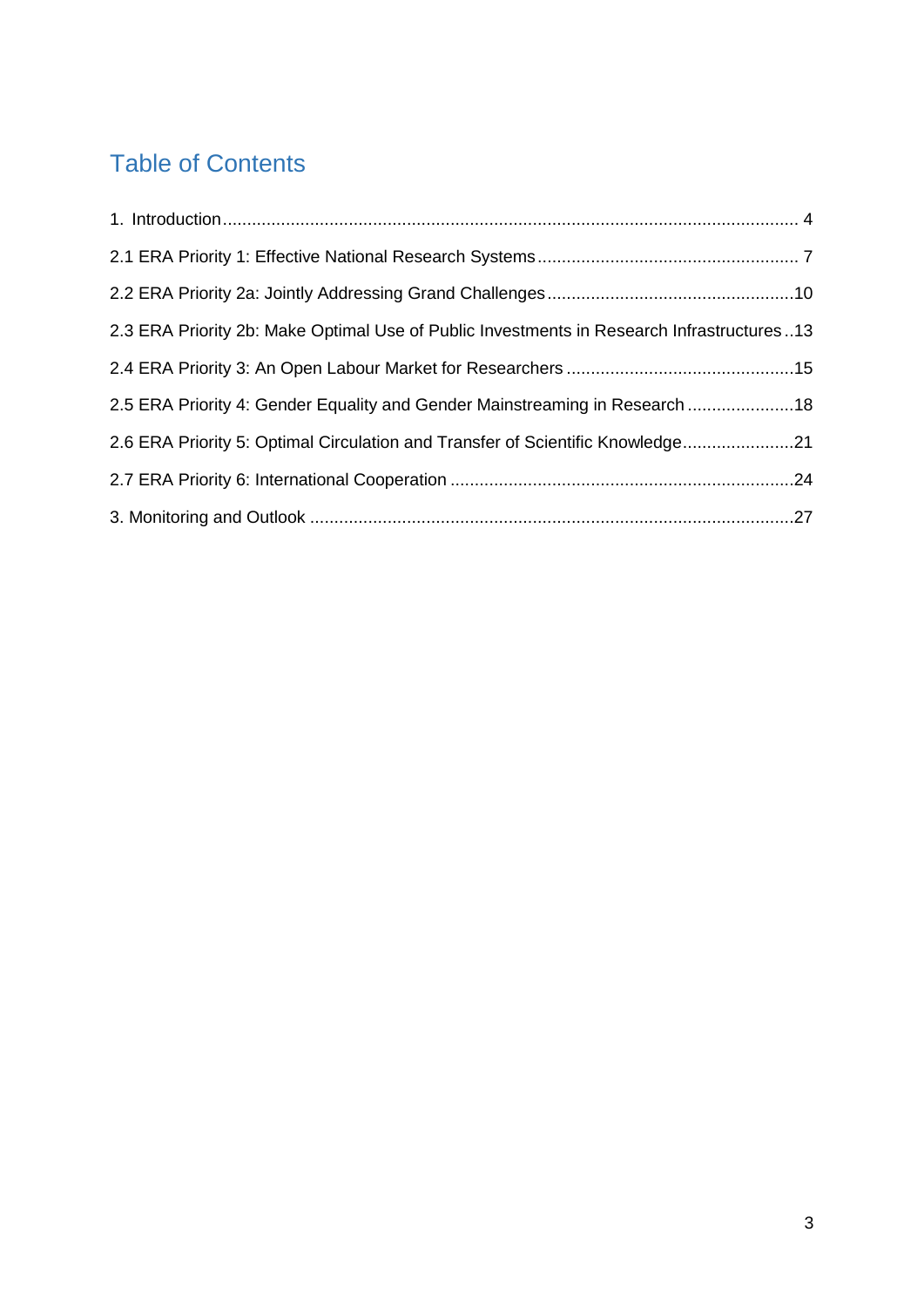# Table of Contents

1. Introduction ........................................................................................................................ 4

2.1 ERA Priority 1: Effective National Research Systems ...................................................... 7

2.2 ERA Priority 2a: Jointly Addressing Grand Challenges ...................................................10

2.3 ERA Priority 2b: Make Optimal Use of Public Investments in Research Infrastructures ..13

2.4 ERA Priority 3: An Open Labour Market for Researchers ...............................................15

2.5 ERA Priority 4: Gender Equality and Gender Mainstreaming in Research ......................18

2.6 ERA Priority 5: Optimal Circulation and Transfer of Scientific Knowledge.......................21

2.7 ERA Priority 6: International Cooperation .......................................................................24

3. Monitoring and Outlook ....................................................................................................27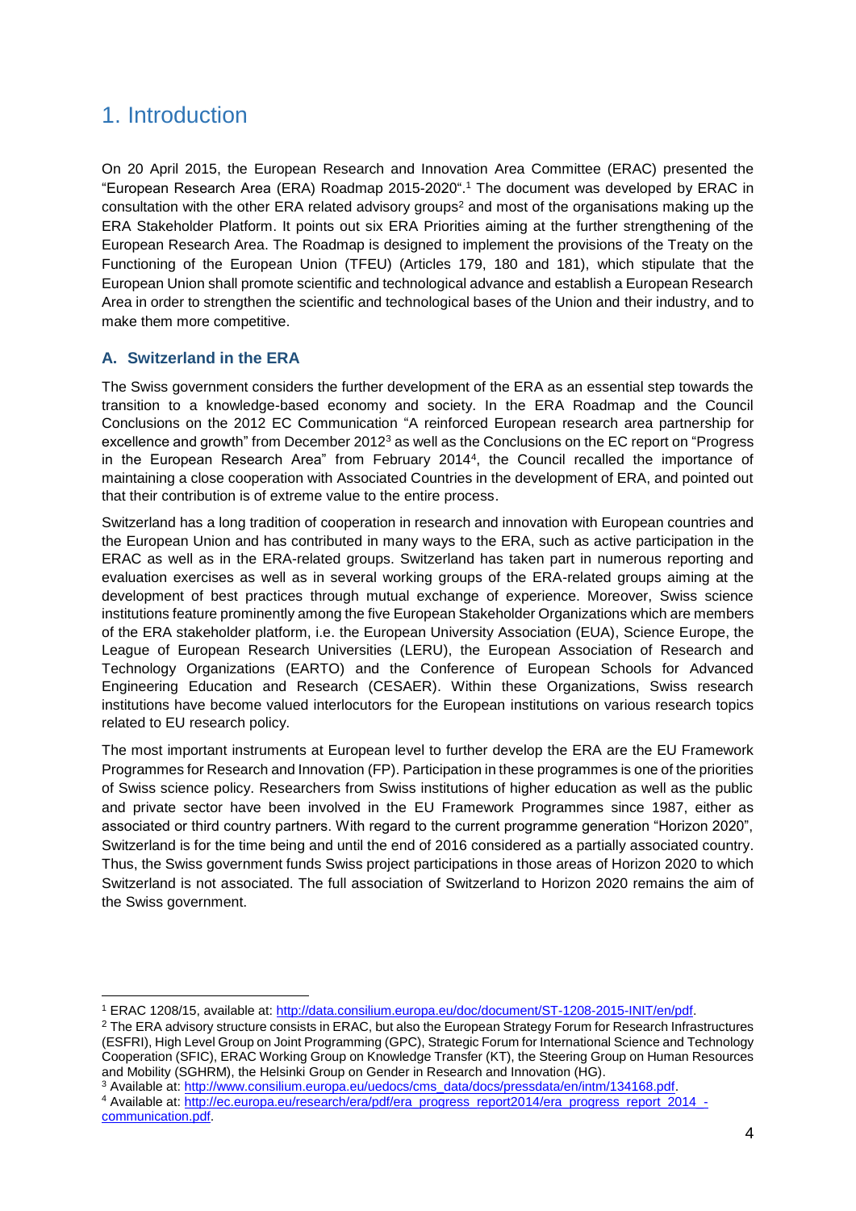# 1. Introduction

On 20 April 2015, the European Research and Innovation Area Committee (ERAC) presented the "European Research Area (ERA) Roadmap 2015-2020".[1] The document was developed by ERAC in consultation with the other ERA related advisory groups[2] and most of the organisations making up the ERA Stakeholder Platform. It points out six ERA Priorities aiming at the further strengthening of the European Research Area. The Roadmap is designed to implement the provisions of the Treaty on the Functioning of the European Union (TFEU) (Articles 179, 180 and 181), which stipulate that the European Union shall promote scientific and technological advance and establish a European Research Area in order to strengthen the scientific and technological bases of the Union and their industry, and to make them more competitive.

### A. Switzerland in the ERA

The Swiss government considers the further development of the ERA as an essential step towards the transition to a knowledge-based economy and society. In the ERA Roadmap and the Council Conclusions on the 2012 EC Communication "A reinforced European research area partnership for excellence and growth" from December 2012[3] as well as the Conclusions on the EC report on "Progress in the European Research Area" from February 2014[4], the Council recalled the importance of maintaining a close cooperation with Associated Countries in the development of ERA, and pointed out that their contribution is of extreme value to the entire process.

Switzerland has a long tradition of cooperation in research and innovation with European countries and the European Union and has contributed in many ways to the ERA, such as active participation in the ERAC as well as in the ERA-related groups. Switzerland has taken part in numerous reporting and evaluation exercises as well as in several working groups of the ERA-related groups aiming at the development of best practices through mutual exchange of experience. Moreover, Swiss science institutions feature prominently among the five European Stakeholder Organizations which are members of the ERA stakeholder platform, i.e. the European University Association (EUA), Science Europe, the League of European Research Universities (LERU), the European Association of Research and Technology Organizations (EARTO) and the Conference of European Schools for Advanced Engineering Education and Research (CESAER). Within these Organizations, Swiss research institutions have become valued interlocutors for the European institutions on various research topics related to EU research policy.

The most important instruments at European level to further develop the ERA are the EU Framework Programmes for Research and Innovation (FP). Participation in these programmes is one of the priorities of Swiss science policy. Researchers from Swiss institutions of higher education as well as the public and private sector have been involved in the EU Framework Programmes since 1987, either as associated or third country partners. With regard to the current programme generation "Horizon 2020", Switzerland is for the time being and until the end of 2016 considered as a partially associated country. Thus, the Swiss government funds Swiss project participations in those areas of Horizon 2020 to which Switzerland is not associated. The full association of Switzerland to Horizon 2020 remains the aim of the Swiss government.

---

[1] ERAC 1208/15, available at: http://data.consilium.europa.eu/doc/document/ST-1208-2015-INIT/en/pdf.

[2] The ERA advisory structure consists in ERAC, but also the European Strategy Forum for Research Infrastructures (ESFRI), High Level Group on Joint Programming (GPC), Strategic Forum for International Science and Technology Cooperation (SFIC), ERAC Working Group on Knowledge Transfer (KT), the Steering Group on Human Resources and Mobility (SGHRM), the Helsinki Group on Gender in Research and Innovation (HG).

[3] Available at: http://www.consilium.europa.eu/uedocs/cms_data/docs/pressdata/en/intm/134168.pdf.

[4] Available at: http://ec.europa.eu/research/era/pdf/era_progress_report2014/era_progress_report_2014_-communication.pdf.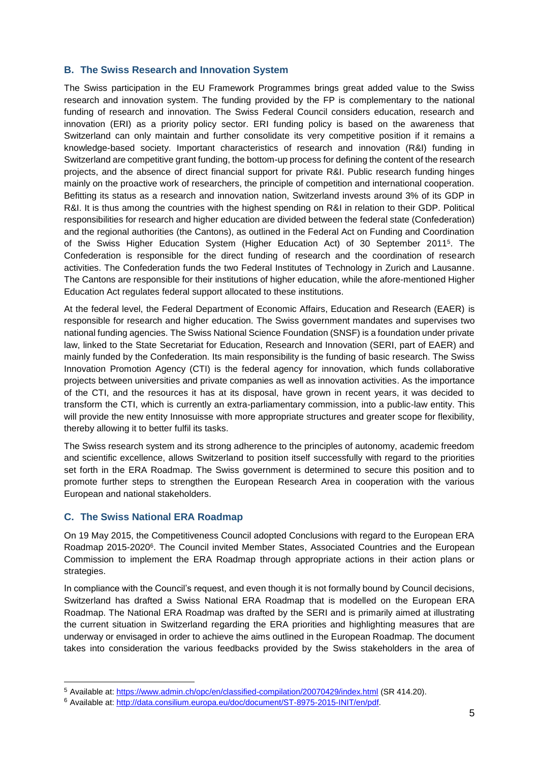## B. The Swiss Research and Innovation System

The Swiss participation in the EU Framework Programmes brings great added value to the Swiss research and innovation system. The funding provided by the FP is complementary to the national funding of research and innovation. The Swiss Federal Council considers education, research and innovation (ERI) as a priority policy sector. ERI funding policy is based on the awareness that Switzerland can only maintain and further consolidate its very competitive position if it remains a knowledge-based society. Important characteristics of research and innovation (R&I) funding in Switzerland are competitive grant funding, the bottom-up process for defining the content of the research projects, and the absence of direct financial support for private R&I. Public research funding hinges mainly on the proactive work of researchers, the principle of competition and international cooperation. Befitting its status as a research and innovation nation, Switzerland invests around 3% of its GDP in R&I. It is thus among the countries with the highest spending on R&I in relation to their GDP. Political responsibilities for research and higher education are divided between the federal state (Confederation) and the regional authorities (the Cantons), as outlined in the Federal Act on Funding and Coordination of the Swiss Higher Education System (Higher Education Act) of 30 September 2011[5]. The Confederation is responsible for the direct funding of research and the coordination of research activities. The Confederation funds the two Federal Institutes of Technology in Zurich and Lausanne. The Cantons are responsible for their institutions of higher education, while the afore-mentioned Higher Education Act regulates federal support allocated to these institutions.

At the federal level, the Federal Department of Economic Affairs, Education and Research (EAER) is responsible for research and higher education. The Swiss government mandates and supervises two national funding agencies. The Swiss National Science Foundation (SNSF) is a foundation under private law, linked to the State Secretariat for Education, Research and Innovation (SERI, part of EAER) and mainly funded by the Confederation. Its main responsibility is the funding of basic research. The Swiss Innovation Promotion Agency (CTI) is the federal agency for innovation, which funds collaborative projects between universities and private companies as well as innovation activities. As the importance of the CTI, and the resources it has at its disposal, have grown in recent years, it was decided to transform the CTI, which is currently an extra-parliamentary commission, into a public-law entity. This will provide the new entity Innosuisse with more appropriate structures and greater scope for flexibility, thereby allowing it to better fulfil its tasks.

The Swiss research system and its strong adherence to the principles of autonomy, academic freedom and scientific excellence, allows Switzerland to position itself successfully with regard to the priorities set forth in the ERA Roadmap. The Swiss government is determined to secure this position and to promote further steps to strengthen the European Research Area in cooperation with the various European and national stakeholders.

## C. The Swiss National ERA Roadmap

On 19 May 2015, the Competitiveness Council adopted Conclusions with regard to the European ERA Roadmap 2015-2020[6]. The Council invited Member States, Associated Countries and the European Commission to implement the ERA Roadmap through appropriate actions in their action plans or strategies.

In compliance with the Council's request, and even though it is not formally bound by Council decisions, Switzerland has drafted a Swiss National ERA Roadmap that is modelled on the European ERA Roadmap. The National ERA Roadmap was drafted by the SERI and is primarily aimed at illustrating the current situation in Switzerland regarding the ERA priorities and highlighting measures that are underway or envisaged in order to achieve the aims outlined in the European Roadmap. The document takes into consideration the various feedbacks provided by the Swiss stakeholders in the area of

---

[5] Available at: https://www.admin.ch/opc/en/classified-compilation/20070429/index.html (SR 414.20).

[6] Available at: http://data.consilium.europa.eu/doc/document/ST-8975-2015-INIT/en/pdf.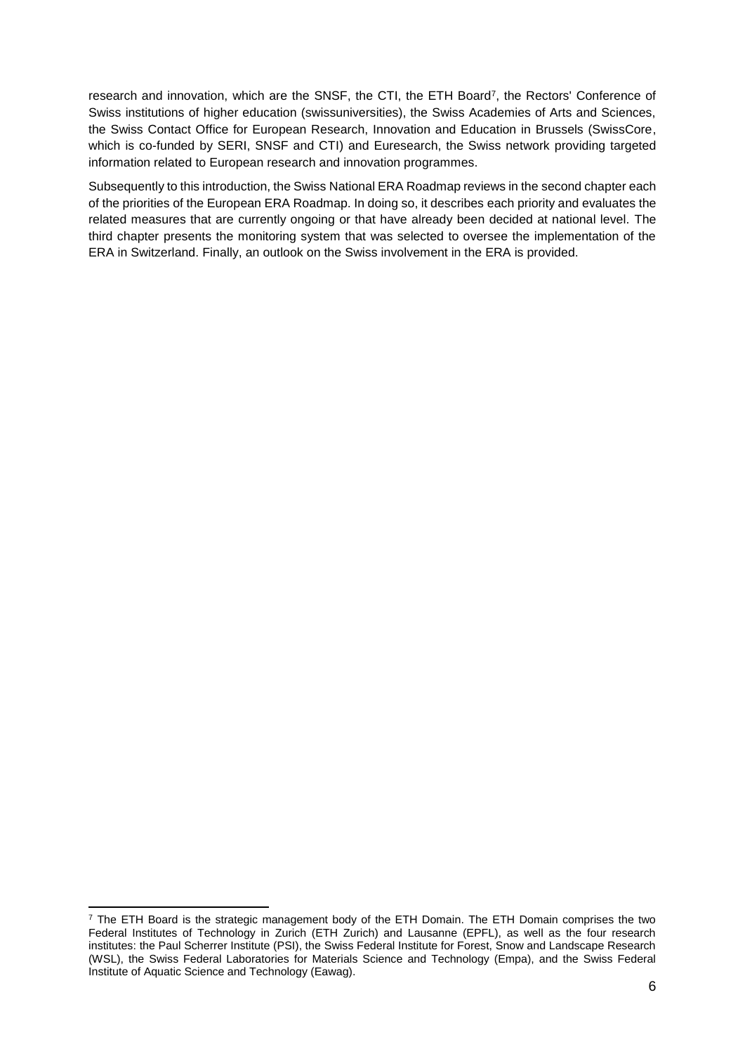research and innovation, which are the SNSF, the CTI, the ETH Board[7], the Rectors' Conference of Swiss institutions of higher education (swissuniversities), the Swiss Academies of Arts and Sciences, the Swiss Contact Office for European Research, Innovation and Education in Brussels (SwissCore, which is co-funded by SERI, SNSF and CTI) and Euresearch, the Swiss network providing targeted information related to European research and innovation programmes.

Subsequently to this introduction, the Swiss National ERA Roadmap reviews in the second chapter each of the priorities of the European ERA Roadmap. In doing so, it describes each priority and evaluates the related measures that are currently ongoing or that have already been decided at national level. The third chapter presents the monitoring system that was selected to oversee the implementation of the ERA in Switzerland. Finally, an outlook on the Swiss involvement in the ERA is provided.

[7] The ETH Board is the strategic management body of the ETH Domain. The ETH Domain comprises the two Federal Institutes of Technology in Zurich (ETH Zurich) and Lausanne (EPFL), as well as the four research institutes: the Paul Scherrer Institute (PSI), the Swiss Federal Institute for Forest, Snow and Landscape Research (WSL), the Swiss Federal Laboratories for Materials Science and Technology (Empa), and the Swiss Federal Institute of Aquatic Science and Technology (Eawag).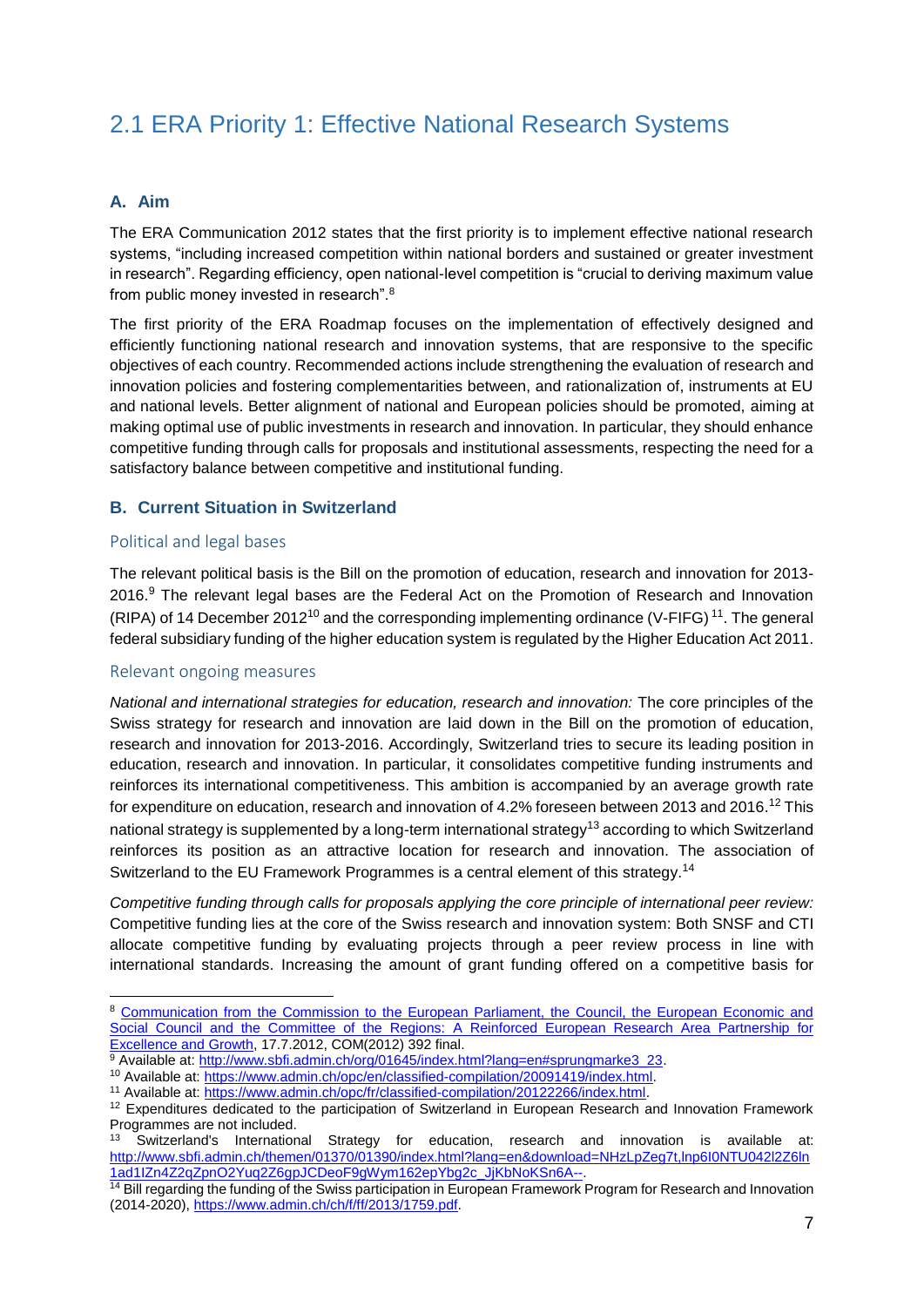## 2.1 ERA Priority 1: Effective National Research Systems

### A. Aim

The ERA Communication 2012 states that the first priority is to implement effective national research systems, "including increased competition within national borders and sustained or greater investment in research". Regarding efficiency, open national-level competition is "crucial to deriving maximum value from public money invested in research".[8]

The first priority of the ERA Roadmap focuses on the implementation of effectively designed and efficiently functioning national research and innovation systems, that are responsive to the specific objectives of each country. Recommended actions include strengthening the evaluation of research and innovation policies and fostering complementarities between, and rationalization of, instruments at EU and national levels. Better alignment of national and European policies should be promoted, aiming at making optimal use of public investments in research and innovation. In particular, they should enhance competitive funding through calls for proposals and institutional assessments, respecting the need for a satisfactory balance between competitive and institutional funding.

### B. Current Situation in Switzerland

#### Political and legal bases

The relevant political basis is the Bill on the promotion of education, research and innovation for 2013-2016.[9] The relevant legal bases are the Federal Act on the Promotion of Research and Innovation (RIPA) of 14 December 2012[10] and the corresponding implementing ordinance (V-FIFG)[11]. The general federal subsidiary funding of the higher education system is regulated by the Higher Education Act 2011.

#### Relevant ongoing measures

*National and international strategies for education, research and innovation:* The core principles of the Swiss strategy for research and innovation are laid down in the Bill on the promotion of education, research and innovation for 2013-2016. Accordingly, Switzerland tries to secure its leading position in education, research and innovation. In particular, it consolidates competitive funding instruments and reinforces its international competitiveness. This ambition is accompanied by an average growth rate for expenditure on education, research and innovation of 4.2% foreseen between 2013 and 2016.[12] This national strategy is supplemented by a long-term international strategy[13] according to which Switzerland reinforces its position as an attractive location for research and innovation. The association of Switzerland to the EU Framework Programmes is a central element of this strategy.[14]

*Competitive funding through calls for proposals applying the core principle of international peer review:* Competitive funding lies at the core of the Swiss research and innovation system: Both SNSF and CTI allocate competitive funding by evaluating projects through a peer review process in line with international standards. Increasing the amount of grant funding offered on a competitive basis for

---

[8] Communication from the Commission to the European Parliament, the Council, the European Economic and Social Council and the Committee of the Regions: A Reinforced European Research Area Partnership for Excellence and Growth, 17.7.2012, COM(2012) 392 final.

[9] Available at: http://www.sbfi.admin.ch/org/01645/index.html?lang=en#sprungmarke3_23.

[10] Available at: https://www.admin.ch/opc/en/classified-compilation/20091419/index.html.

[11] Available at: https://www.admin.ch/opc/fr/classified-compilation/20122266/index.html.

[12] Expenditures dedicated to the participation of Switzerland in European Research and Innovation Framework Programmes are not included.

[13] Switzerland's International Strategy for education, research and innovation is available at: http://www.sbfi.admin.ch/themen/01370/01390/index.html?lang=en&download=NHzLpZeg7t,lnp6I0NTU042l2Z6ln1ad1IZn4Z2qZpnO2Yuq2Z6gpJCDeoF9gWym162epYbg2c_JjKbNoKSn6A--.

[14] Bill regarding the funding of the Swiss participation in European Framework Program for Research and Innovation (2014-2020), https://www.admin.ch/ch/f/ff/2013/1759.pdf.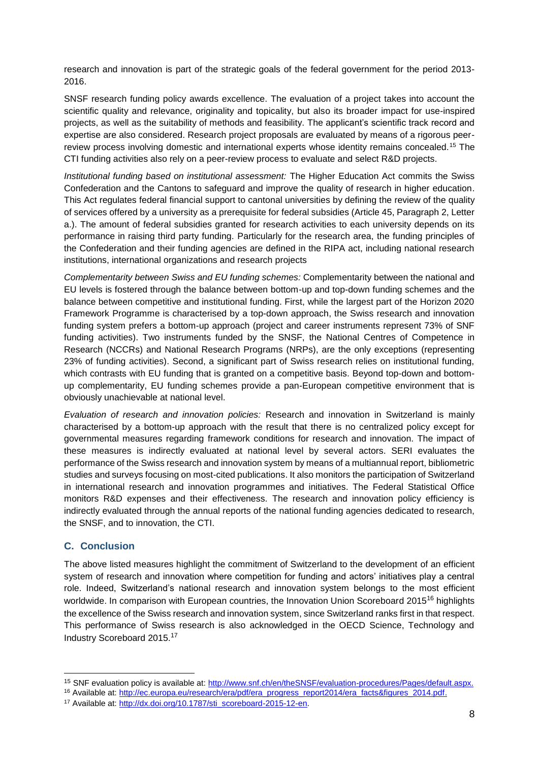research and innovation is part of the strategic goals of the federal government for the period 2013-2016.

SNSF research funding policy awards excellence. The evaluation of a project takes into account the scientific quality and relevance, originality and topicality, but also its broader impact for use-inspired projects, as well as the suitability of methods and feasibility. The applicant's scientific track record and expertise are also considered. Research project proposals are evaluated by means of a rigorous peer-review process involving domestic and international experts whose identity remains concealed.[15] The CTI funding activities also rely on a peer-review process to evaluate and select R&D projects.

*Institutional funding based on institutional assessment:* The Higher Education Act commits the Swiss Confederation and the Cantons to safeguard and improve the quality of research in higher education. This Act regulates federal financial support to cantonal universities by defining the review of the quality of services offered by a university as a prerequisite for federal subsidies (Article 45, Paragraph 2, Letter a.). The amount of federal subsidies granted for research activities to each university depends on its performance in raising third party funding. Particularly for the research area, the funding principles of the Confederation and their funding agencies are defined in the RIPA act, including national research institutions, international organizations and research projects

*Complementarity between Swiss and EU funding schemes:* Complementarity between the national and EU levels is fostered through the balance between bottom-up and top-down funding schemes and the balance between competitive and institutional funding. First, while the largest part of the Horizon 2020 Framework Programme is characterised by a top-down approach, the Swiss research and innovation funding system prefers a bottom-up approach (project and career instruments represent 73% of SNF funding activities). Two instruments funded by the SNSF, the National Centres of Competence in Research (NCCRs) and National Research Programs (NRPs), are the only exceptions (representing 23% of funding activities). Second, a significant part of Swiss research relies on institutional funding, which contrasts with EU funding that is granted on a competitive basis. Beyond top-down and bottom-up complementarity, EU funding schemes provide a pan-European competitive environment that is obviously unachievable at national level.

*Evaluation of research and innovation policies:* Research and innovation in Switzerland is mainly characterised by a bottom-up approach with the result that there is no centralized policy except for governmental measures regarding framework conditions for research and innovation. The impact of these measures is indirectly evaluated at national level by several actors. SERI evaluates the performance of the Swiss research and innovation system by means of a multiannual report, bibliometric studies and surveys focusing on most-cited publications. It also monitors the participation of Switzerland in international research and innovation programmes and initiatives. The Federal Statistical Office monitors R&D expenses and their effectiveness. The research and innovation policy efficiency is indirectly evaluated through the annual reports of the national funding agencies dedicated to research, the SNSF, and to innovation, the CTI.

## C. Conclusion

The above listed measures highlight the commitment of Switzerland to the development of an efficient system of research and innovation where competition for funding and actors' initiatives play a central role. Indeed, Switzerland's national research and innovation system belongs to the most efficient worldwide. In comparison with European countries, the Innovation Union Scoreboard 2015[16] highlights the excellence of the Swiss research and innovation system, since Switzerland ranks first in that respect. This performance of Swiss research is also acknowledged in the OECD Science, Technology and Industry Scoreboard 2015.[17]

---

[15] SNF evaluation policy is available at: http://www.snf.ch/en/theSNSF/evaluation-procedures/Pages/default.aspx.

[16] Available at: http://ec.europa.eu/research/era/pdf/era_progress_report2014/era_facts&figures_2014.pdf.

[17] Available at: http://dx.doi.org/10.1787/sti_scoreboard-2015-12-en.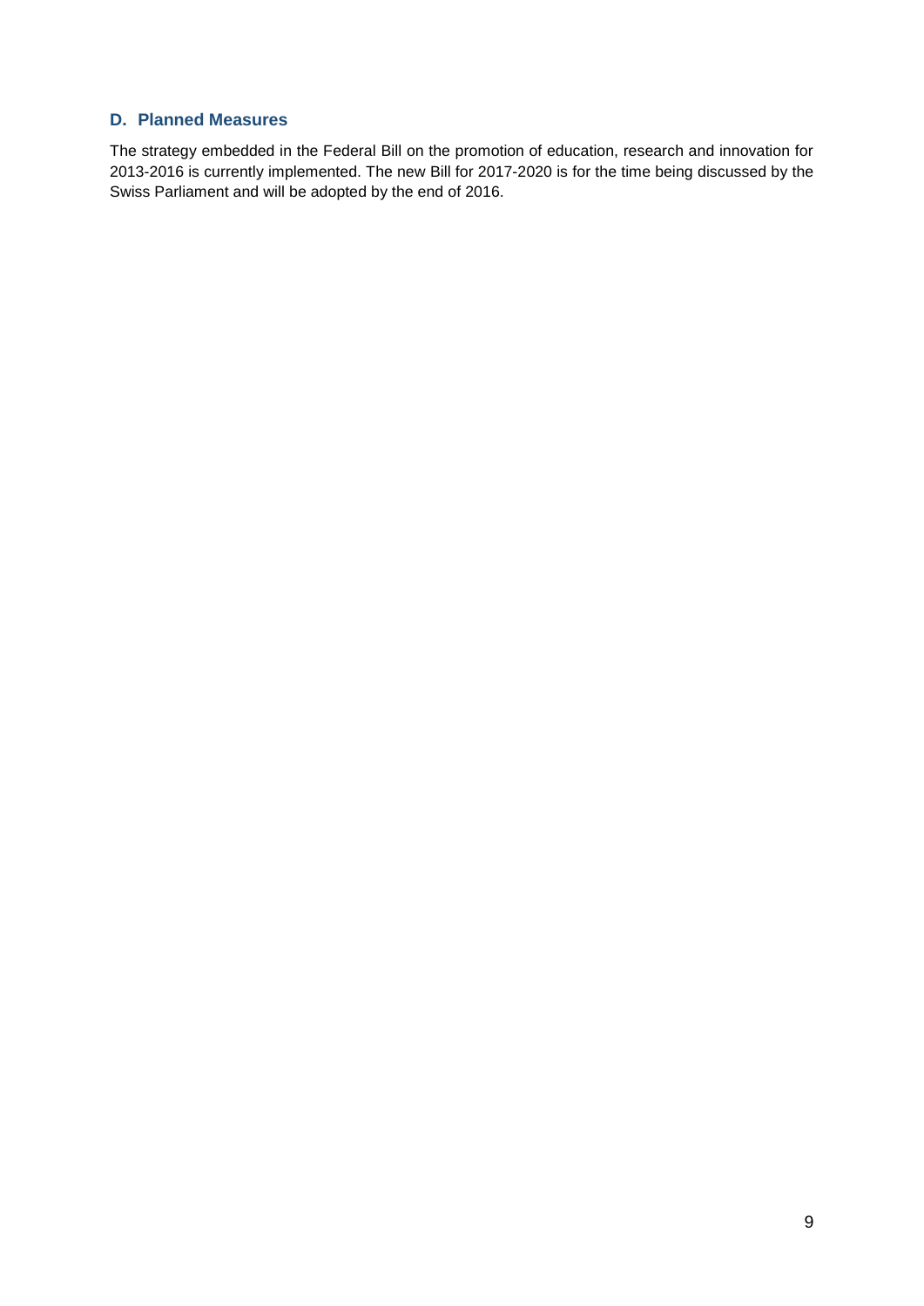## D. Planned Measures

The strategy embedded in the Federal Bill on the promotion of education, research and innovation for 2013-2016 is currently implemented. The new Bill for 2017-2020 is for the time being discussed by the Swiss Parliament and will be adopted by the end of 2016.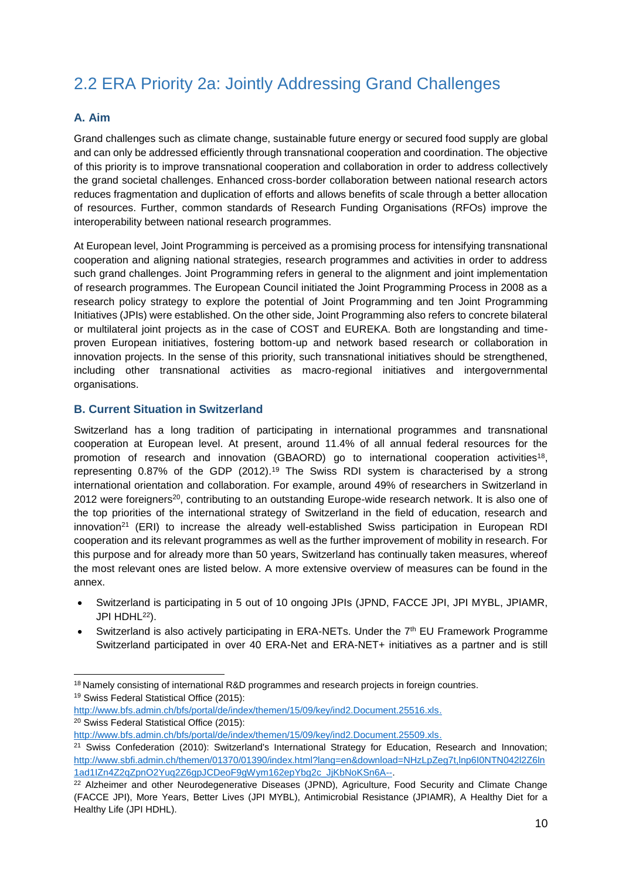## 2.2 ERA Priority 2a: Jointly Addressing Grand Challenges

### A. Aim

Grand challenges such as climate change, sustainable future energy or secured food supply are global and can only be addressed efficiently through transnational cooperation and coordination. The objective of this priority is to improve transnational cooperation and collaboration in order to address collectively the grand societal challenges. Enhanced cross-border collaboration between national research actors reduces fragmentation and duplication of efforts and allows benefits of scale through a better allocation of resources. Further, common standards of Research Funding Organisations (RFOs) improve the interoperability between national research programmes.

At European level, Joint Programming is perceived as a promising process for intensifying transnational cooperation and aligning national strategies, research programmes and activities in order to address such grand challenges. Joint Programming refers in general to the alignment and joint implementation of research programmes. The European Council initiated the Joint Programming Process in 2008 as a research policy strategy to explore the potential of Joint Programming and ten Joint Programming Initiatives (JPIs) were established. On the other side, Joint Programming also refers to concrete bilateral or multilateral joint projects as in the case of COST and EUREKA. Both are longstanding and time-proven European initiatives, fostering bottom-up and network based research or collaboration in innovation projects. In the sense of this priority, such transnational initiatives should be strengthened, including other transnational activities as macro-regional initiatives and intergovernmental organisations.

### B. Current Situation in Switzerland

Switzerland has a long tradition of participating in international programmes and transnational cooperation at European level. At present, around 11.4% of all annual federal resources for the promotion of research and innovation (GBAORD) go to international cooperation activities[18], representing 0.87% of the GDP (2012).[19] The Swiss RDI system is characterised by a strong international orientation and collaboration. For example, around 49% of researchers in Switzerland in 2012 were foreigners[20], contributing to an outstanding Europe-wide research network. It is also one of the top priorities of the international strategy of Switzerland in the field of education, research and innovation[21] (ERI) to increase the already well-established Swiss participation in European RDI cooperation and its relevant programmes as well as the further improvement of mobility in research. For this purpose and for already more than 50 years, Switzerland has continually taken measures, whereof the most relevant ones are listed below. A more extensive overview of measures can be found in the annex.

- Switzerland is participating in 5 out of 10 ongoing JPIs (JPND, FACCE JPI, JPI MYBL, JPIAMR, JPI HDHL[22]).
- Switzerland is also actively participating in ERA-NETs. Under the 7th EU Framework Programme Switzerland participated in over 40 ERA-Net and ERA-NET+ initiatives as a partner and is still

---

[18] Namely consisting of international R&D programmes and research projects in foreign countries.

[19] Swiss Federal Statistical Office (2015): http://www.bfs.admin.ch/bfs/portal/de/index/themen/15/09/key/ind2.Document.25516.xls.

[20] Swiss Federal Statistical Office (2015): http://www.bfs.admin.ch/bfs/portal/de/index/themen/15/09/key/ind2.Document.25509.xls.

[21] Swiss Confederation (2010): Switzerland's International Strategy for Education, Research and Innovation; http://www.sbfi.admin.ch/themen/01370/01390/index.html?lang=en&download=NHzLpZeg7t,lnp6I0NTN042l2Z6ln1ad1IZn4Z2qZpnO2Yuq2Z6gpJCDeoF9gWym162epYbg2c_JjKbNoKSn6A--.

[22] Alzheimer and other Neurodegenerative Diseases (JPND), Agriculture, Food Security and Climate Change (FACCE JPI), More Years, Better Lives (JPI MYBL), Antimicrobial Resistance (JPIAMR), A Healthy Diet for a Healthy Life (JPI HDHL).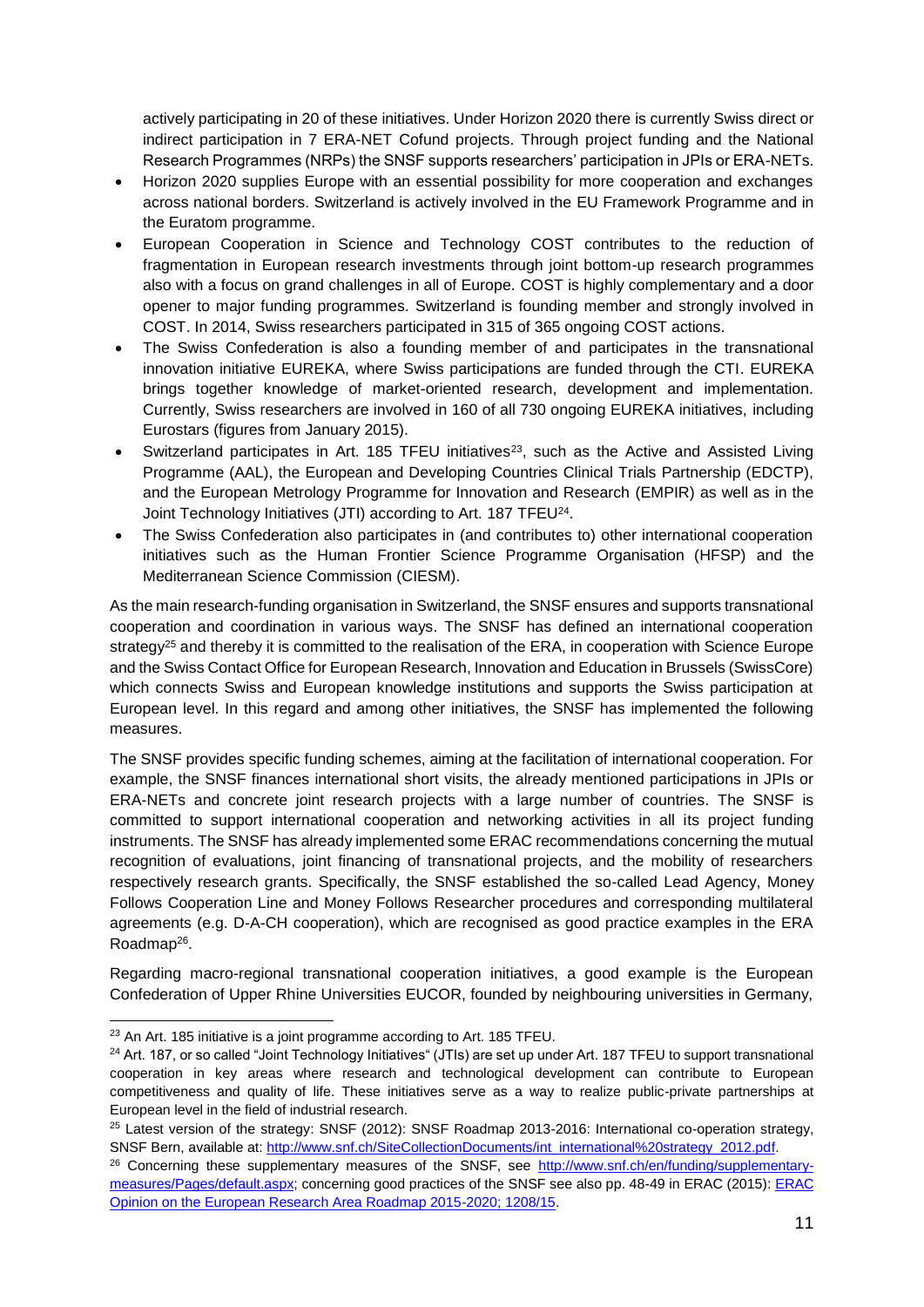actively participating in 20 of these initiatives. Under Horizon 2020 there is currently Swiss direct or indirect participation in 7 ERA-NET Cofund projects. Through project funding and the National Research Programmes (NRPs) the SNSF supports researchers' participation in JPIs or ERA-NETs.

- Horizon 2020 supplies Europe with an essential possibility for more cooperation and exchanges across national borders. Switzerland is actively involved in the EU Framework Programme and in the Euratom programme.
- European Cooperation in Science and Technology COST contributes to the reduction of fragmentation in European research investments through joint bottom-up research programmes also with a focus on grand challenges in all of Europe. COST is highly complementary and a door opener to major funding programmes. Switzerland is founding member and strongly involved in COST. In 2014, Swiss researchers participated in 315 of 365 ongoing COST actions.
- The Swiss Confederation is also a founding member of and participates in the transnational innovation initiative EUREKA, where Swiss participations are funded through the CTI. EUREKA brings together knowledge of market-oriented research, development and implementation. Currently, Swiss researchers are involved in 160 of all 730 ongoing EUREKA initiatives, including Eurostars (figures from January 2015).
- Switzerland participates in Art. 185 TFEU initiatives[23], such as the Active and Assisted Living Programme (AAL), the European and Developing Countries Clinical Trials Partnership (EDCTP), and the European Metrology Programme for Innovation and Research (EMPIR) as well as in the Joint Technology Initiatives (JTI) according to Art. 187 TFEU[24].
- The Swiss Confederation also participates in (and contributes to) other international cooperation initiatives such as the Human Frontier Science Programme Organisation (HFSP) and the Mediterranean Science Commission (CIESM).

As the main research-funding organisation in Switzerland, the SNSF ensures and supports transnational cooperation and coordination in various ways. The SNSF has defined an international cooperation strategy[25] and thereby it is committed to the realisation of the ERA, in cooperation with Science Europe and the Swiss Contact Office for European Research, Innovation and Education in Brussels (SwissCore) which connects Swiss and European knowledge institutions and supports the Swiss participation at European level. In this regard and among other initiatives, the SNSF has implemented the following measures.

The SNSF provides specific funding schemes, aiming at the facilitation of international cooperation. For example, the SNSF finances international short visits, the already mentioned participations in JPIs or ERA-NETs and concrete joint research projects with a large number of countries. The SNSF is committed to support international cooperation and networking activities in all its project funding instruments. The SNSF has already implemented some ERAC recommendations concerning the mutual recognition of evaluations, joint financing of transnational projects, and the mobility of researchers respectively research grants. Specifically, the SNSF established the so-called Lead Agency, Money Follows Cooperation Line and Money Follows Researcher procedures and corresponding multilateral agreements (e.g. D-A-CH cooperation), which are recognised as good practice examples in the ERA Roadmap[26].

Regarding macro-regional transnational cooperation initiatives, a good example is the European Confederation of Upper Rhine Universities EUCOR, founded by neighbouring universities in Germany,

---

[23] An Art. 185 initiative is a joint programme according to Art. 185 TFEU.

[24] Art. 187, or so called "Joint Technology Initiatives" (JTIs) are set up under Art. 187 TFEU to support transnational cooperation in key areas where research and technological development can contribute to European competitiveness and quality of life. These initiatives serve as a way to realize public-private partnerships at European level in the field of industrial research.

[25] Latest version of the strategy: SNSF (2012): SNSF Roadmap 2013-2016: International co-operation strategy, SNSF Bern, available at: http://www.snf.ch/SiteCollectionDocuments/int_international%20strategy_2012.pdf.

[26] Concerning these supplementary measures of the SNSF, see http://www.snf.ch/en/funding/supplementary-measures/Pages/default.aspx; concerning good practices of the SNSF see also pp. 48-49 in ERAC (2015): ERAC Opinion on the European Research Area Roadmap 2015-2020; 1208/15.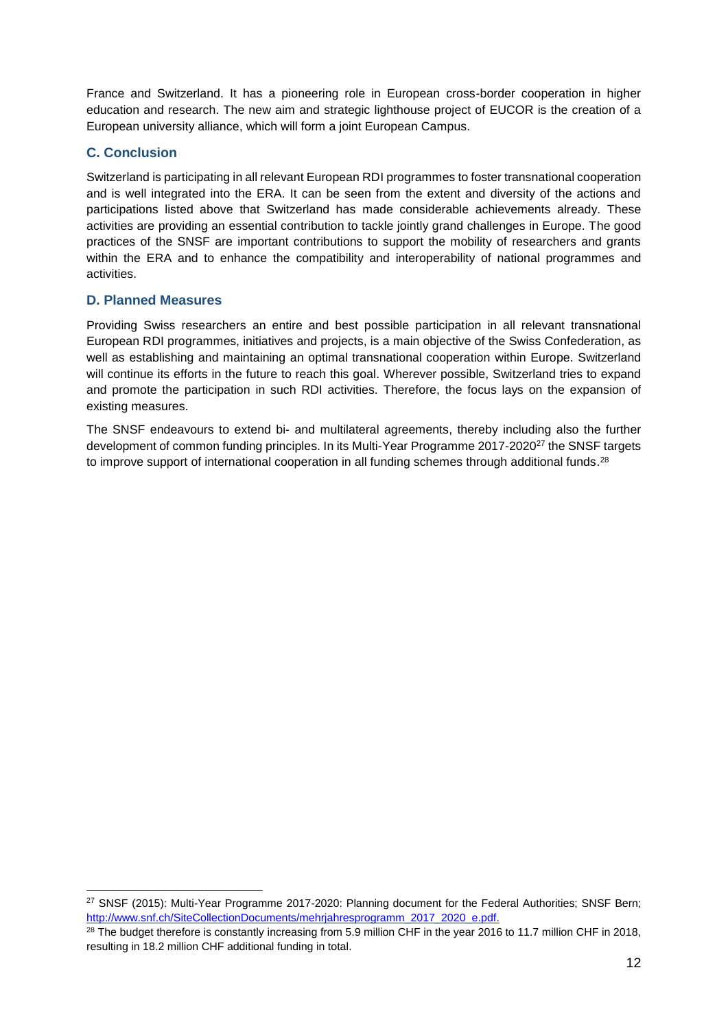France and Switzerland. It has a pioneering role in European cross-border cooperation in higher education and research. The new aim and strategic lighthouse project of EUCOR is the creation of a European university alliance, which will form a joint European Campus.

### C. Conclusion

Switzerland is participating in all relevant European RDI programmes to foster transnational cooperation and is well integrated into the ERA. It can be seen from the extent and diversity of the actions and participations listed above that Switzerland has made considerable achievements already. These activities are providing an essential contribution to tackle jointly grand challenges in Europe. The good practices of the SNSF are important contributions to support the mobility of researchers and grants within the ERA and to enhance the compatibility and interoperability of national programmes and activities.

### D. Planned Measures

Providing Swiss researchers an entire and best possible participation in all relevant transnational European RDI programmes, initiatives and projects, is a main objective of the Swiss Confederation, as well as establishing and maintaining an optimal transnational cooperation within Europe. Switzerland will continue its efforts in the future to reach this goal. Wherever possible, Switzerland tries to expand and promote the participation in such RDI activities. Therefore, the focus lays on the expansion of existing measures.

The SNSF endeavours to extend bi- and multilateral agreements, thereby including also the further development of common funding principles. In its Multi-Year Programme 2017-2020[27] the SNSF targets to improve support of international cooperation in all funding schemes through additional funds.[28]

---

[27] SNSF (2015): Multi-Year Programme 2017-2020: Planning document for the Federal Authorities; SNSF Bern; http://www.snf.ch/SiteCollectionDocuments/mehrjahresprogramm_2017_2020_e.pdf.

[28] The budget therefore is constantly increasing from 5.9 million CHF in the year 2016 to 11.7 million CHF in 2018, resulting in 18.2 million CHF additional funding in total.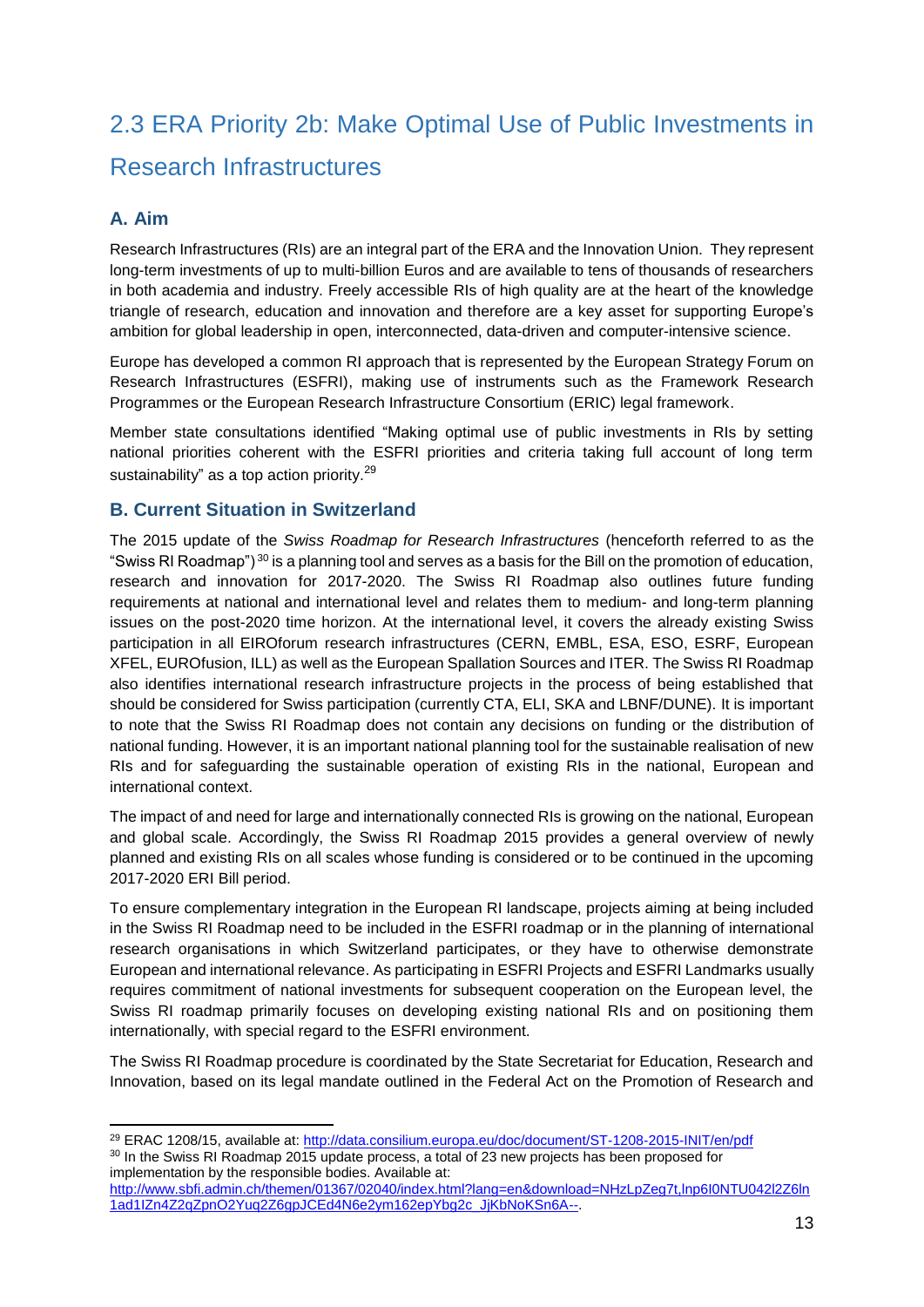## 2.3 ERA Priority 2b: Make Optimal Use of Public Investments in Research Infrastructures

### A. Aim

Research Infrastructures (RIs) are an integral part of the ERA and the Innovation Union. They represent long-term investments of up to multi-billion Euros and are available to tens of thousands of researchers in both academia and industry. Freely accessible RIs of high quality are at the heart of the knowledge triangle of research, education and innovation and therefore are a key asset for supporting Europe's ambition for global leadership in open, interconnected, data-driven and computer-intensive science.

Europe has developed a common RI approach that is represented by the European Strategy Forum on Research Infrastructures (ESFRI), making use of instruments such as the Framework Research Programmes or the European Research Infrastructure Consortium (ERIC) legal framework.

Member state consultations identified "Making optimal use of public investments in RIs by setting national priorities coherent with the ESFRI priorities and criteria taking full account of long term sustainability" as a top action priority.[29]

### B. Current Situation in Switzerland

The 2015 update of the *Swiss Roadmap for Research Infrastructures* (henceforth referred to as the "Swiss RI Roadmap")[30] is a planning tool and serves as a basis for the Bill on the promotion of education, research and innovation for 2017-2020. The Swiss RI Roadmap also outlines future funding requirements at national and international level and relates them to medium- and long-term planning issues on the post-2020 time horizon. At the international level, it covers the already existing Swiss participation in all EIROforum research infrastructures (CERN, EMBL, ESA, ESO, ESRF, European XFEL, EUROfusion, ILL) as well as the European Spallation Sources and ITER. The Swiss RI Roadmap also identifies international research infrastructure projects in the process of being established that should be considered for Swiss participation (currently CTA, ELI, SKA and LBNF/DUNE). It is important to note that the Swiss RI Roadmap does not contain any decisions on funding or the distribution of national funding. However, it is an important national planning tool for the sustainable realisation of new RIs and for safeguarding the sustainable operation of existing RIs in the national, European and international context.

The impact of and need for large and internationally connected RIs is growing on the national, European and global scale. Accordingly, the Swiss RI Roadmap 2015 provides a general overview of newly planned and existing RIs on all scales whose funding is considered or to be continued in the upcoming 2017-2020 ERI Bill period.

To ensure complementary integration in the European RI landscape, projects aiming at being included in the Swiss RI Roadmap need to be included in the ESFRI roadmap or in the planning of international research organisations in which Switzerland participates, or they have to otherwise demonstrate European and international relevance. As participating in ESFRI Projects and ESFRI Landmarks usually requires commitment of national investments for subsequent cooperation on the European level, the Swiss RI roadmap primarily focuses on developing existing national RIs and on positioning them internationally, with special regard to the ESFRI environment.

The Swiss RI Roadmap procedure is coordinated by the State Secretariat for Education, Research and Innovation, based on its legal mandate outlined in the Federal Act on the Promotion of Research and

---

[29] ERAC 1208/15, available at: http://data.consilium.europa.eu/doc/document/ST-1208-2015-INIT/en/pdf

[30] In the Swiss RI Roadmap 2015 update process, a total of 23 new projects has been proposed for implementation by the responsible bodies. Available at: http://www.sbfi.admin.ch/themen/01367/02040/index.html?lang=en&download=NHzLpZeg7t,lnp6I0NTU042l2Z6ln1ad1IZn4Z2qZpnO2Yuq2Z6gpJCEd4N6e2ym162epYbg2c_JjKbNoKSn6A--.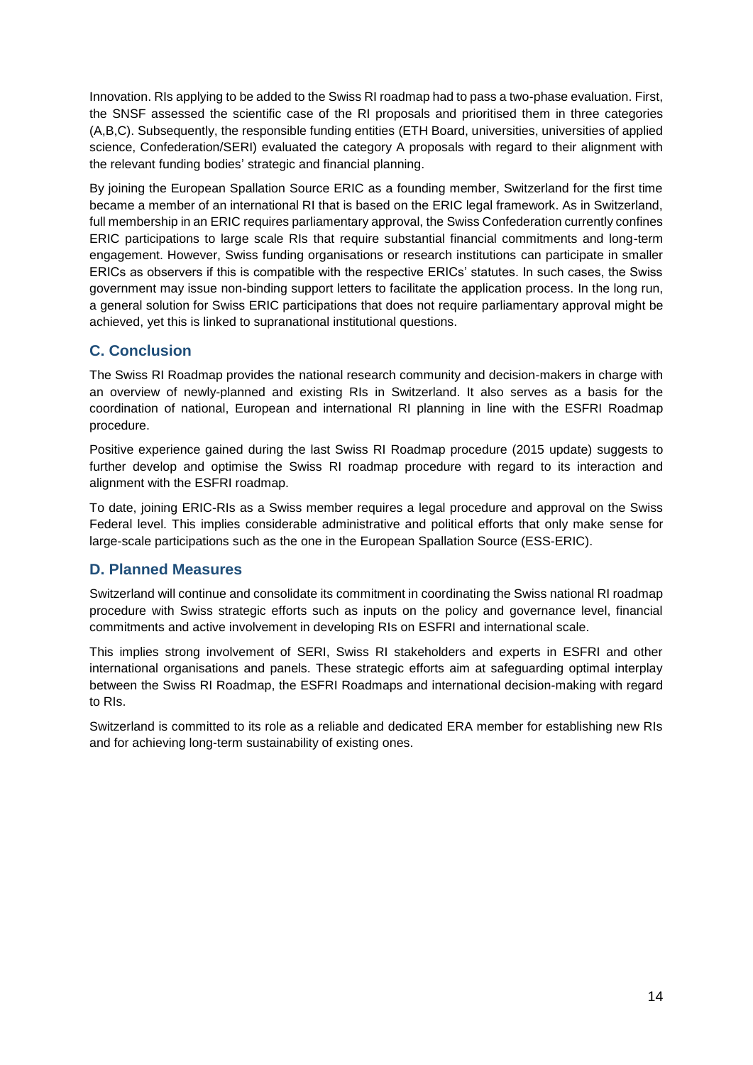Innovation. RIs applying to be added to the Swiss RI roadmap had to pass a two-phase evaluation. First, the SNSF assessed the scientific case of the RI proposals and prioritised them in three categories (A,B,C). Subsequently, the responsible funding entities (ETH Board, universities, universities of applied science, Confederation/SERI) evaluated the category A proposals with regard to their alignment with the relevant funding bodies' strategic and financial planning.

By joining the European Spallation Source ERIC as a founding member, Switzerland for the first time became a member of an international RI that is based on the ERIC legal framework. As in Switzerland, full membership in an ERIC requires parliamentary approval, the Swiss Confederation currently confines ERIC participations to large scale RIs that require substantial financial commitments and long-term engagement. However, Swiss funding organisations or research institutions can participate in smaller ERICs as observers if this is compatible with the respective ERICs' statutes. In such cases, the Swiss government may issue non-binding support letters to facilitate the application process. In the long run, a general solution for Swiss ERIC participations that does not require parliamentary approval might be achieved, yet this is linked to supranational institutional questions.

## C. Conclusion

The Swiss RI Roadmap provides the national research community and decision-makers in charge with an overview of newly-planned and existing RIs in Switzerland. It also serves as a basis for the coordination of national, European and international RI planning in line with the ESFRI Roadmap procedure.

Positive experience gained during the last Swiss RI Roadmap procedure (2015 update) suggests to further develop and optimise the Swiss RI roadmap procedure with regard to its interaction and alignment with the ESFRI roadmap.

To date, joining ERIC-RIs as a Swiss member requires a legal procedure and approval on the Swiss Federal level. This implies considerable administrative and political efforts that only make sense for large-scale participations such as the one in the European Spallation Source (ESS-ERIC).

## D. Planned Measures

Switzerland will continue and consolidate its commitment in coordinating the Swiss national RI roadmap procedure with Swiss strategic efforts such as inputs on the policy and governance level, financial commitments and active involvement in developing RIs on ESFRI and international scale.

This implies strong involvement of SERI, Swiss RI stakeholders and experts in ESFRI and other international organisations and panels. These strategic efforts aim at safeguarding optimal interplay between the Swiss RI Roadmap, the ESFRI Roadmaps and international decision-making with regard to RIs.

Switzerland is committed to its role as a reliable and dedicated ERA member for establishing new RIs and for achieving long-term sustainability of existing ones.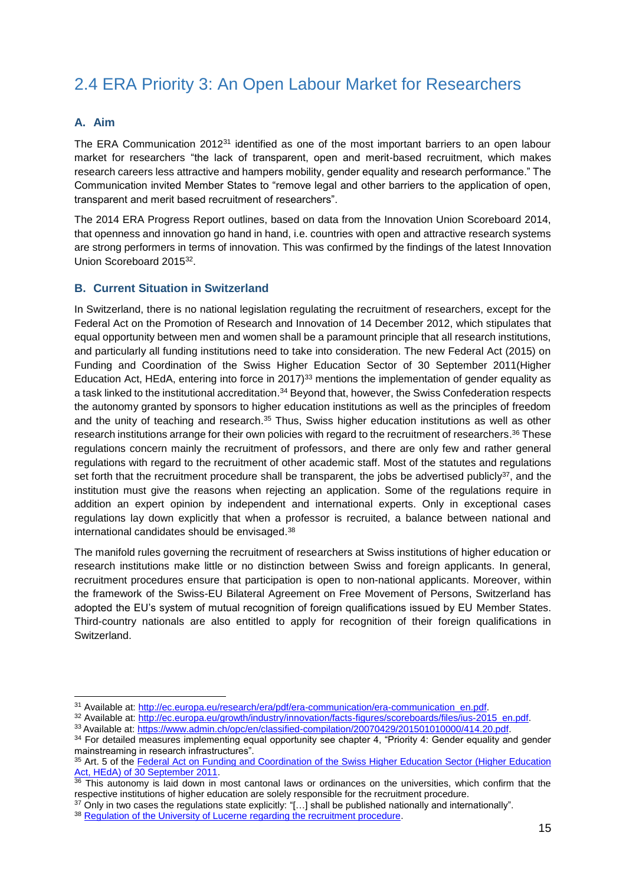## 2.4 ERA Priority 3: An Open Labour Market for Researchers

### A. Aim

The ERA Communication 2012[31] identified as one of the most important barriers to an open labour market for researchers "the lack of transparent, open and merit-based recruitment, which makes research careers less attractive and hampers mobility, gender equality and research performance." The Communication invited Member States to "remove legal and other barriers to the application of open, transparent and merit based recruitment of researchers".

The 2014 ERA Progress Report outlines, based on data from the Innovation Union Scoreboard 2014, that openness and innovation go hand in hand, i.e. countries with open and attractive research systems are strong performers in terms of innovation. This was confirmed by the findings of the latest Innovation Union Scoreboard 2015[32].

### B. Current Situation in Switzerland

In Switzerland, there is no national legislation regulating the recruitment of researchers, except for the Federal Act on the Promotion of Research and Innovation of 14 December 2012, which stipulates that equal opportunity between men and women shall be a paramount principle that all research institutions, and particularly all funding institutions need to take into consideration. The new Federal Act (2015) on Funding and Coordination of the Swiss Higher Education Sector of 30 September 2011(Higher Education Act, HEdA, entering into force in 2017)[33] mentions the implementation of gender equality as a task linked to the institutional accreditation.[34] Beyond that, however, the Swiss Confederation respects the autonomy granted by sponsors to higher education institutions as well as the principles of freedom and the unity of teaching and research.[35] Thus, Swiss higher education institutions as well as other research institutions arrange for their own policies with regard to the recruitment of researchers.[36] These regulations concern mainly the recruitment of professors, and there are only few and rather general regulations with regard to the recruitment of other academic staff. Most of the statutes and regulations set forth that the recruitment procedure shall be transparent, the jobs be advertised publicly[37], and the institution must give the reasons when rejecting an application. Some of the regulations require in addition an expert opinion by independent and international experts. Only in exceptional cases regulations lay down explicitly that when a professor is recruited, a balance between national and international candidates should be envisaged.[38]

The manifold rules governing the recruitment of researchers at Swiss institutions of higher education or research institutions make little or no distinction between Swiss and foreign applicants. In general, recruitment procedures ensure that participation is open to non-national applicants. Moreover, within the framework of the Swiss-EU Bilateral Agreement on Free Movement of Persons, Switzerland has adopted the EU's system of mutual recognition of foreign qualifications issued by EU Member States. Third-country nationals are also entitled to apply for recognition of their foreign qualifications in Switzerland.

---

[31] Available at: http://ec.europa.eu/research/era/pdf/era-communication/era-communication_en.pdf.

[32] Available at: http://ec.europa.eu/growth/industry/innovation/facts-figures/scoreboards/files/ius-2015_en.pdf.

[33] Available at: https://www.admin.ch/opc/en/classified-compilation/20070429/201501010000/414.20.pdf.

[34] For detailed measures implementing equal opportunity see chapter 4, "Priority 4: Gender equality and gender mainstreaming in research infrastructures".

[35] Art. 5 of the Federal Act on Funding and Coordination of the Swiss Higher Education Sector (Higher Education Act, HEdA) of 30 September 2011.

[36] This autonomy is laid down in most cantonal laws or ordinances on the universities, which confirm that the respective institutions of higher education are solely responsible for the recruitment procedure.

[37] Only in two cases the regulations state explicitly: "[…] shall be published nationally and internationally".

[38] Regulation of the University of Lucerne regarding the recruitment procedure.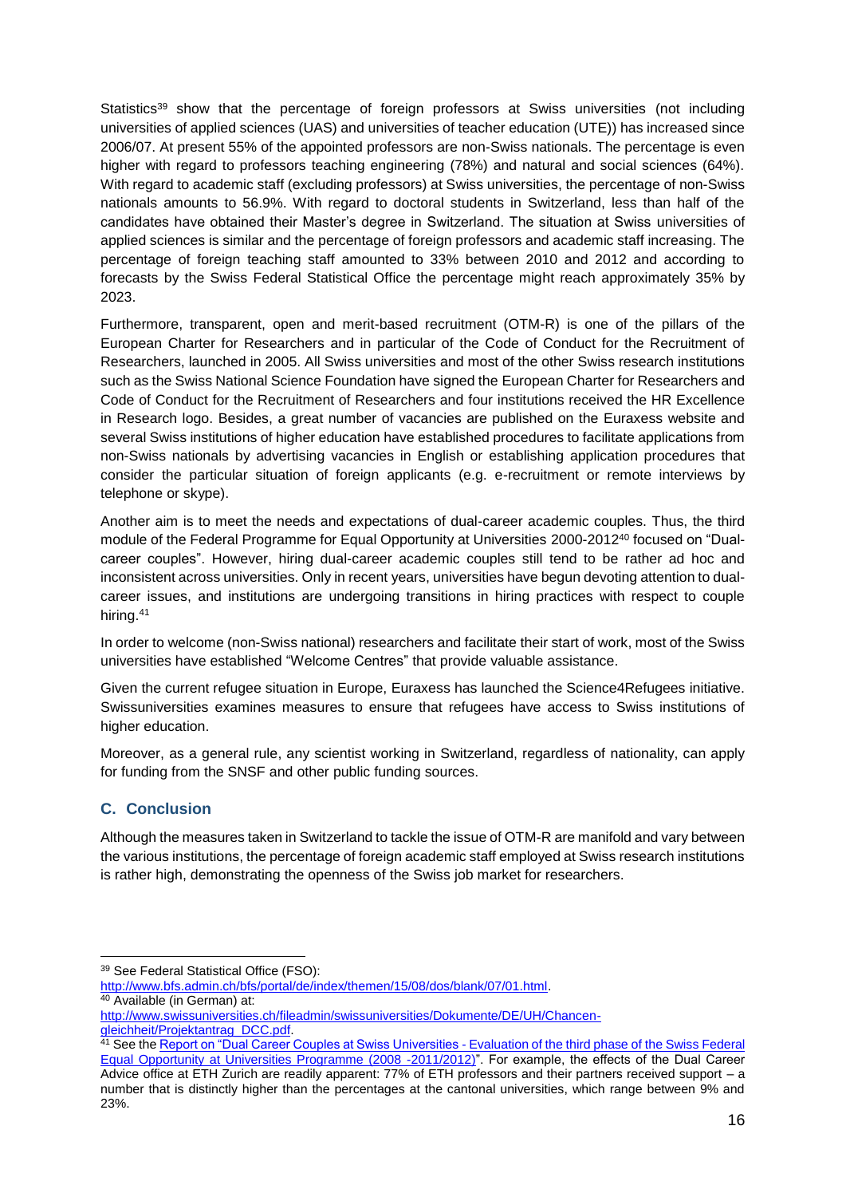Statistics[39] show that the percentage of foreign professors at Swiss universities (not including universities of applied sciences (UAS) and universities of teacher education (UTE)) has increased since 2006/07. At present 55% of the appointed professors are non-Swiss nationals. The percentage is even higher with regard to professors teaching engineering (78%) and natural and social sciences (64%). With regard to academic staff (excluding professors) at Swiss universities, the percentage of non-Swiss nationals amounts to 56.9%. With regard to doctoral students in Switzerland, less than half of the candidates have obtained their Master's degree in Switzerland. The situation at Swiss universities of applied sciences is similar and the percentage of foreign professors and academic staff increasing. The percentage of foreign teaching staff amounted to 33% between 2010 and 2012 and according to forecasts by the Swiss Federal Statistical Office the percentage might reach approximately 35% by 2023.

Furthermore, transparent, open and merit-based recruitment (OTM-R) is one of the pillars of the European Charter for Researchers and in particular of the Code of Conduct for the Recruitment of Researchers, launched in 2005. All Swiss universities and most of the other Swiss research institutions such as the Swiss National Science Foundation have signed the European Charter for Researchers and Code of Conduct for the Recruitment of Researchers and four institutions received the HR Excellence in Research logo. Besides, a great number of vacancies are published on the Euraxess website and several Swiss institutions of higher education have established procedures to facilitate applications from non-Swiss nationals by advertising vacancies in English or establishing application procedures that consider the particular situation of foreign applicants (e.g. e-recruitment or remote interviews by telephone or skype).

Another aim is to meet the needs and expectations of dual-career academic couples. Thus, the third module of the Federal Programme for Equal Opportunity at Universities 2000-2012[40] focused on "Dual-career couples". However, hiring dual-career academic couples still tend to be rather ad hoc and inconsistent across universities. Only in recent years, universities have begun devoting attention to dual-career issues, and institutions are undergoing transitions in hiring practices with respect to couple hiring.[41]

In order to welcome (non-Swiss national) researchers and facilitate their start of work, most of the Swiss universities have established "Welcome Centres" that provide valuable assistance.

Given the current refugee situation in Europe, Euraxess has launched the Science4Refugees initiative. Swissuniversities examines measures to ensure that refugees have access to Swiss institutions of higher education.

Moreover, as a general rule, any scientist working in Switzerland, regardless of nationality, can apply for funding from the SNSF and other public funding sources.

## C. Conclusion

Although the measures taken in Switzerland to tackle the issue of OTM-R are manifold and vary between the various institutions, the percentage of foreign academic staff employed at Swiss research institutions is rather high, demonstrating the openness of the Swiss job market for researchers.

---

[39] See Federal Statistical Office (FSO): http://www.bfs.admin.ch/bfs/portal/de/index/themen/15/08/dos/blank/07/01.html.

[40] Available (in German) at: http://www.swissuniversities.ch/fileadmin/swissuniversities/Dokumente/DE/UH/Chancen-gleichheit/Projektantrag_DCC.pdf.

[41] See the Report on "Dual Career Couples at Swiss Universities - Evaluation of the third phase of the Swiss Federal Equal Opportunity at Universities Programme (2008 -2011/2012)". For example, the effects of the Dual Career Advice office at ETH Zurich are readily apparent: 77% of ETH professors and their partners received support – a number that is distinctly higher than the percentages at the cantonal universities, which range between 9% and 23%.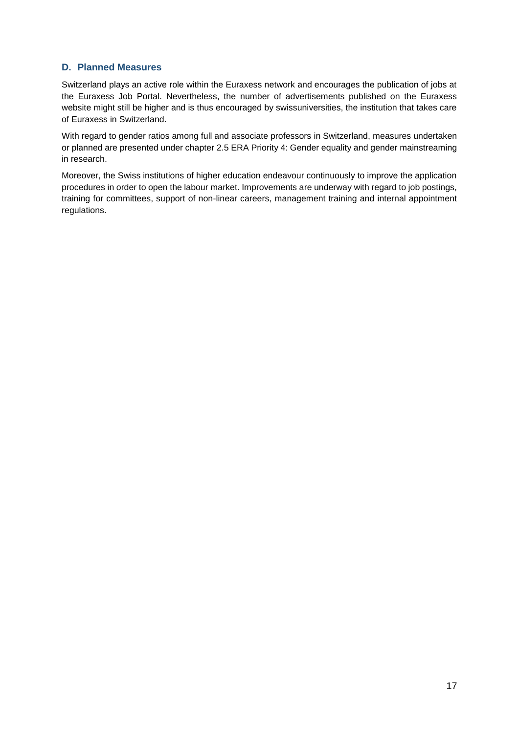### D. Planned Measures

Switzerland plays an active role within the Euraxess network and encourages the publication of jobs at the Euraxess Job Portal. Nevertheless, the number of advertisements published on the Euraxess website might still be higher and is thus encouraged by swissuniversities, the institution that takes care of Euraxess in Switzerland.

With regard to gender ratios among full and associate professors in Switzerland, measures undertaken or planned are presented under chapter 2.5 ERA Priority 4: Gender equality and gender mainstreaming in research.

Moreover, the Swiss institutions of higher education endeavour continuously to improve the application procedures in order to open the labour market. Improvements are underway with regard to job postings, training for committees, support of non-linear careers, management training and internal appointment regulations.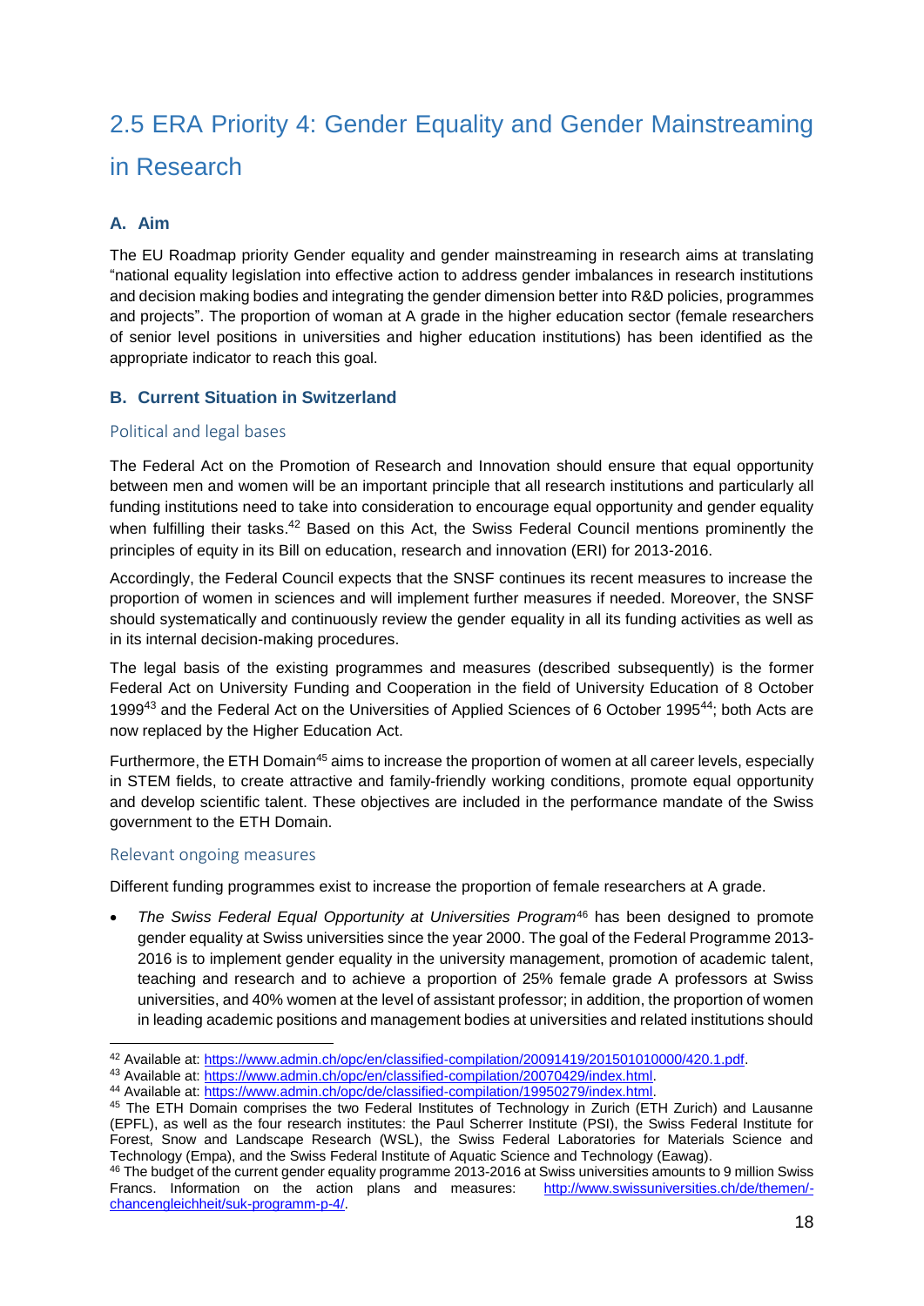## 2.5 ERA Priority 4: Gender Equality and Gender Mainstreaming in Research

### A. Aim

The EU Roadmap priority Gender equality and gender mainstreaming in research aims at translating "national equality legislation into effective action to address gender imbalances in research institutions and decision making bodies and integrating the gender dimension better into R&D policies, programmes and projects". The proportion of woman at A grade in the higher education sector (female researchers of senior level positions in universities and higher education institutions) has been identified as the appropriate indicator to reach this goal.

### B. Current Situation in Switzerland

#### Political and legal bases

The Federal Act on the Promotion of Research and Innovation should ensure that equal opportunity between men and women will be an important principle that all research institutions and particularly all funding institutions need to take into consideration to encourage equal opportunity and gender equality when fulfilling their tasks.[42] Based on this Act, the Swiss Federal Council mentions prominently the principles of equity in its Bill on education, research and innovation (ERI) for 2013-2016.

Accordingly, the Federal Council expects that the SNSF continues its recent measures to increase the proportion of women in sciences and will implement further measures if needed. Moreover, the SNSF should systematically and continuously review the gender equality in all its funding activities as well as in its internal decision-making procedures.

The legal basis of the existing programmes and measures (described subsequently) is the former Federal Act on University Funding and Cooperation in the field of University Education of 8 October 1999[43] and the Federal Act on the Universities of Applied Sciences of 6 October 1995[44]; both Acts are now replaced by the Higher Education Act.

Furthermore, the ETH Domain[45] aims to increase the proportion of women at all career levels, especially in STEM fields, to create attractive and family-friendly working conditions, promote equal opportunity and develop scientific talent. These objectives are included in the performance mandate of the Swiss government to the ETH Domain.

#### Relevant ongoing measures

Different funding programmes exist to increase the proportion of female researchers at A grade.

- *The Swiss Federal Equal Opportunity at Universities Program*[46] has been designed to promote gender equality at Swiss universities since the year 2000. The goal of the Federal Programme 2013-2016 is to implement gender equality in the university management, promotion of academic talent, teaching and research and to achieve a proportion of 25% female grade A professors at Swiss universities, and 40% women at the level of assistant professor; in addition, the proportion of women in leading academic positions and management bodies at universities and related institutions should

---

[42] Available at: https://www.admin.ch/opc/en/classified-compilation/20091419/201501010000/420.1.pdf.

[43] Available at: https://www.admin.ch/opc/en/classified-compilation/20070429/index.html.

[44] Available at: https://www.admin.ch/opc/de/classified-compilation/19950279/index.html.

[45] The ETH Domain comprises the two Federal Institutes of Technology in Zurich (ETH Zurich) and Lausanne (EPFL), as well as the four research institutes: the Paul Scherrer Institute (PSI), the Swiss Federal Institute for Forest, Snow and Landscape Research (WSL), the Swiss Federal Laboratories for Materials Science and Technology (Empa), and the Swiss Federal Institute of Aquatic Science and Technology (Eawag).

[46] The budget of the current gender equality programme 2013-2016 at Swiss universities amounts to 9 million Swiss Francs. Information on the action plans and measures: http://www.swissuniversities.ch/de/themen/-chancengleichheit/suk-programm-p-4/.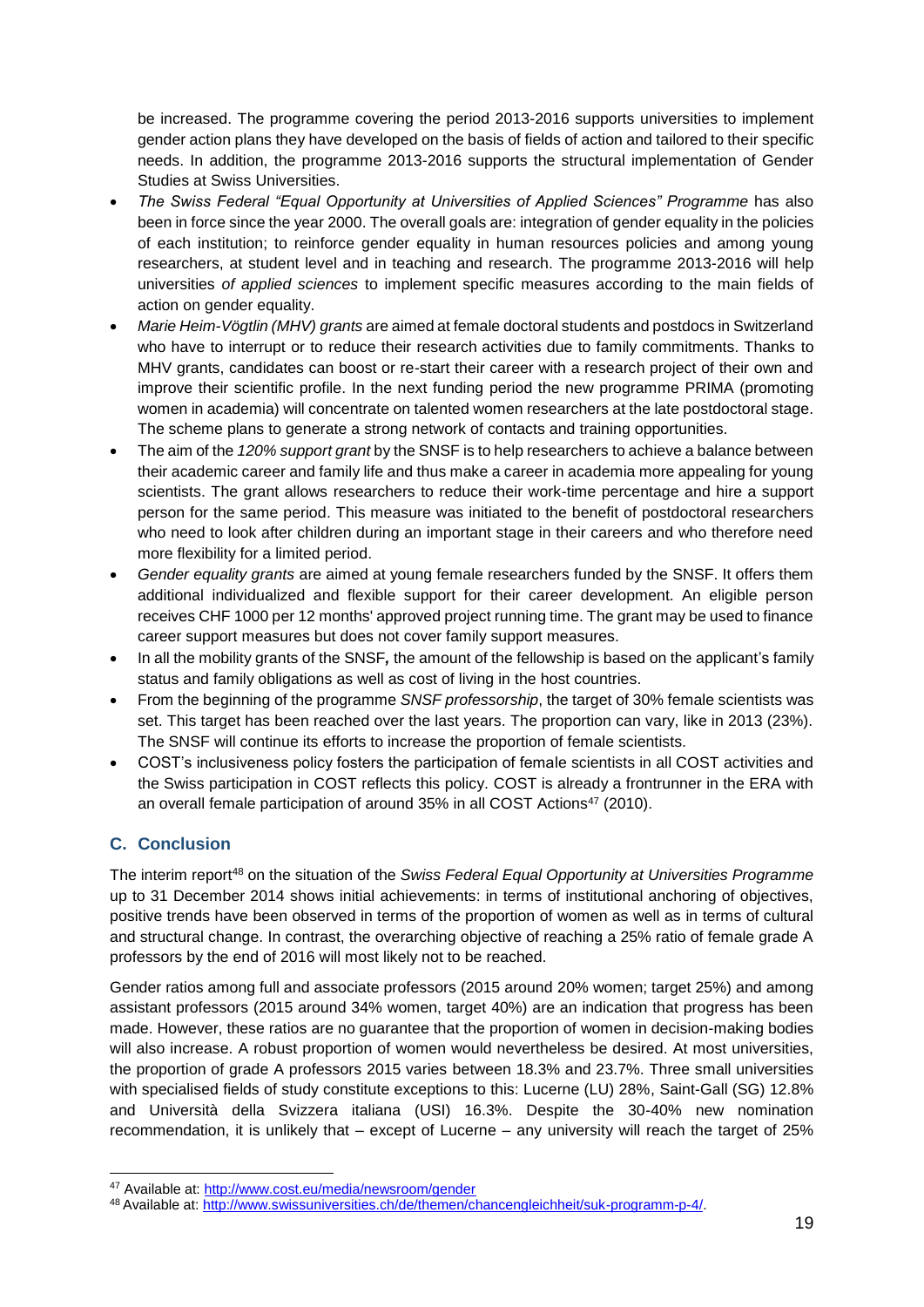be increased. The programme covering the period 2013-2016 supports universities to implement gender action plans they have developed on the basis of fields of action and tailored to their specific needs. In addition, the programme 2013-2016 supports the structural implementation of Gender Studies at Swiss Universities.

- *The Swiss Federal "Equal Opportunity at Universities of Applied Sciences" Programme* has also been in force since the year 2000. The overall goals are: integration of gender equality in the policies of each institution; to reinforce gender equality in human resources policies and among young researchers, at student level and in teaching and research. The programme 2013-2016 will help universities *of applied sciences* to implement specific measures according to the main fields of action on gender equality.
- *Marie Heim-Vögtlin (MHV) grants* are aimed at female doctoral students and postdocs in Switzerland who have to interrupt or to reduce their research activities due to family commitments. Thanks to MHV grants, candidates can boost or re-start their career with a research project of their own and improve their scientific profile. In the next funding period the new programme PRIMA (promoting women in academia) will concentrate on talented women researchers at the late postdoctoral stage. The scheme plans to generate a strong network of contacts and training opportunities.
- The aim of the *120% support grant* by the SNSF is to help researchers to achieve a balance between their academic career and family life and thus make a career in academia more appealing for young scientists. The grant allows researchers to reduce their work-time percentage and hire a support person for the same period. This measure was initiated to the benefit of postdoctoral researchers who need to look after children during an important stage in their careers and who therefore need more flexibility for a limited period.
- *Gender equality grants* are aimed at young female researchers funded by the SNSF. It offers them additional individualized and flexible support for their career development. An eligible person receives CHF 1000 per 12 months' approved project running time. The grant may be used to finance career support measures but does not cover family support measures.
- In all the mobility grants of the SNSF*,* the amount of the fellowship is based on the applicant's family status and family obligations as well as cost of living in the host countries.
- From the beginning of the programme *SNSF professorship*, the target of 30% female scientists was set. This target has been reached over the last years. The proportion can vary, like in 2013 (23%). The SNSF will continue its efforts to increase the proportion of female scientists.
- COST's inclusiveness policy fosters the participation of female scientists in all COST activities and the Swiss participation in COST reflects this policy. COST is already a frontrunner in the ERA with an overall female participation of around 35% in all COST Actions[47] (2010).

## C. Conclusion

The interim report[48] on the situation of the *Swiss Federal Equal Opportunity at Universities Programme* up to 31 December 2014 shows initial achievements: in terms of institutional anchoring of objectives, positive trends have been observed in terms of the proportion of women as well as in terms of cultural and structural change. In contrast, the overarching objective of reaching a 25% ratio of female grade A professors by the end of 2016 will most likely not to be reached.

Gender ratios among full and associate professors (2015 around 20% women; target 25%) and among assistant professors (2015 around 34% women, target 40%) are an indication that progress has been made. However, these ratios are no guarantee that the proportion of women in decision-making bodies will also increase. A robust proportion of women would nevertheless be desired. At most universities, the proportion of grade A professors 2015 varies between 18.3% and 23.7%. Three small universities with specialised fields of study constitute exceptions to this: Lucerne (LU) 28%, Saint-Gall (SG) 12.8% and Università della Svizzera italiana (USI) 16.3%. Despite the 30-40% new nomination recommendation, it is unlikely that – except of Lucerne – any university will reach the target of 25%

---

[47] Available at: http://www.cost.eu/media/newsroom/gender

[48] Available at: http://www.swissuniversities.ch/de/themen/chancengleichheit/suk-programm-p-4/.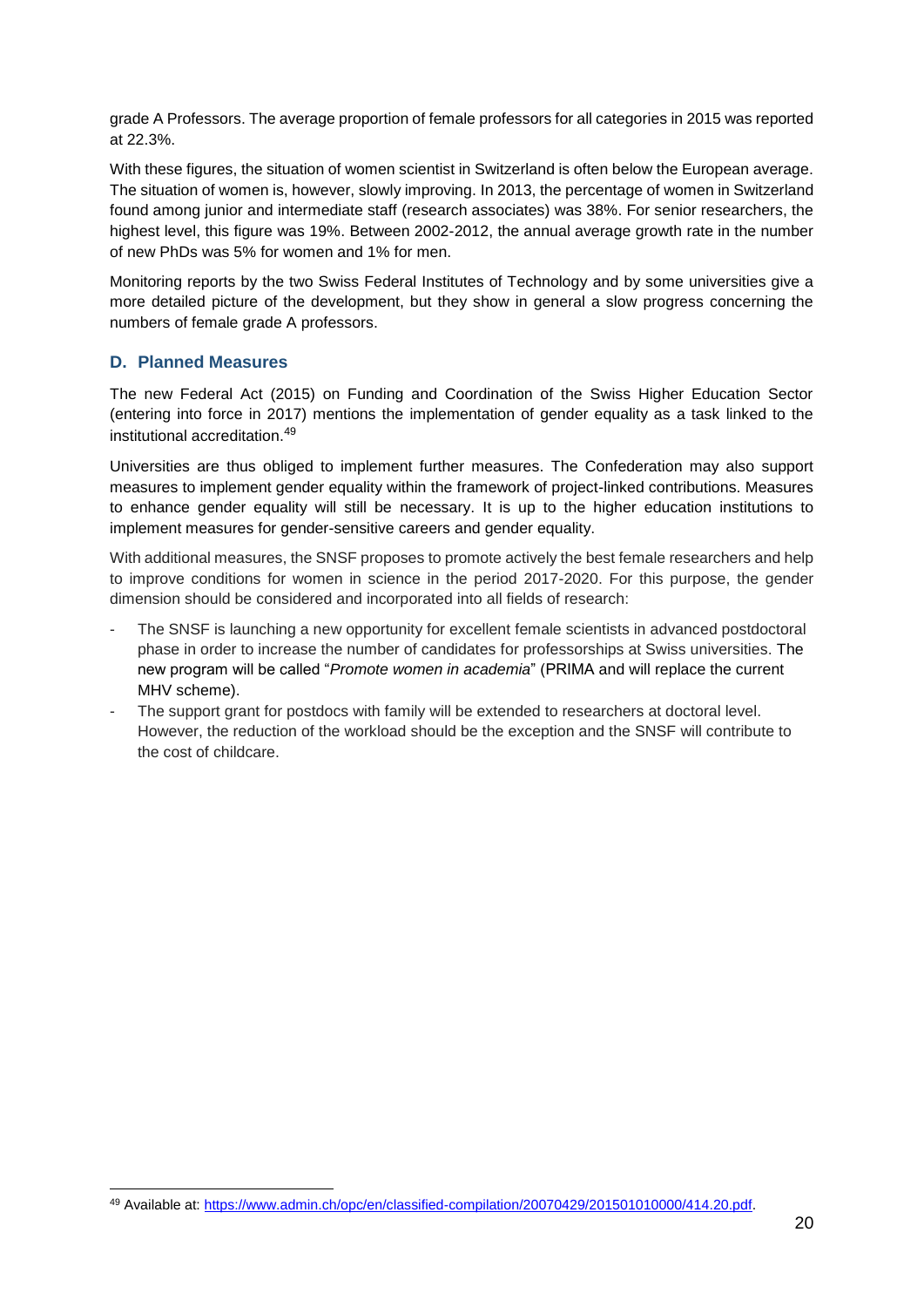grade A Professors. The average proportion of female professors for all categories in 2015 was reported at 22.3%.

With these figures, the situation of women scientist in Switzerland is often below the European average. The situation of women is, however, slowly improving. In 2013, the percentage of women in Switzerland found among junior and intermediate staff (research associates) was 38%. For senior researchers, the highest level, this figure was 19%. Between 2002-2012, the annual average growth rate in the number of new PhDs was 5% for women and 1% for men.

Monitoring reports by the two Swiss Federal Institutes of Technology and by some universities give a more detailed picture of the development, but they show in general a slow progress concerning the numbers of female grade A professors.

### D. Planned Measures

The new Federal Act (2015) on Funding and Coordination of the Swiss Higher Education Sector (entering into force in 2017) mentions the implementation of gender equality as a task linked to the institutional accreditation.[49]

Universities are thus obliged to implement further measures. The Confederation may also support measures to implement gender equality within the framework of project-linked contributions. Measures to enhance gender equality will still be necessary. It is up to the higher education institutions to implement measures for gender-sensitive careers and gender equality.

With additional measures, the SNSF proposes to promote actively the best female researchers and help to improve conditions for women in science in the period 2017-2020. For this purpose, the gender dimension should be considered and incorporated into all fields of research:

- The SNSF is launching a new opportunity for excellent female scientists in advanced postdoctoral phase in order to increase the number of candidates for professorships at Swiss universities. The new program will be called "*Promote women in academia*" (PRIMA and will replace the current MHV scheme).
- The support grant for postdocs with family will be extended to researchers at doctoral level. However, the reduction of the workload should be the exception and the SNSF will contribute to the cost of childcare.

[49] Available at: https://www.admin.ch/opc/en/classified-compilation/20070429/201501010000/414.20.pdf.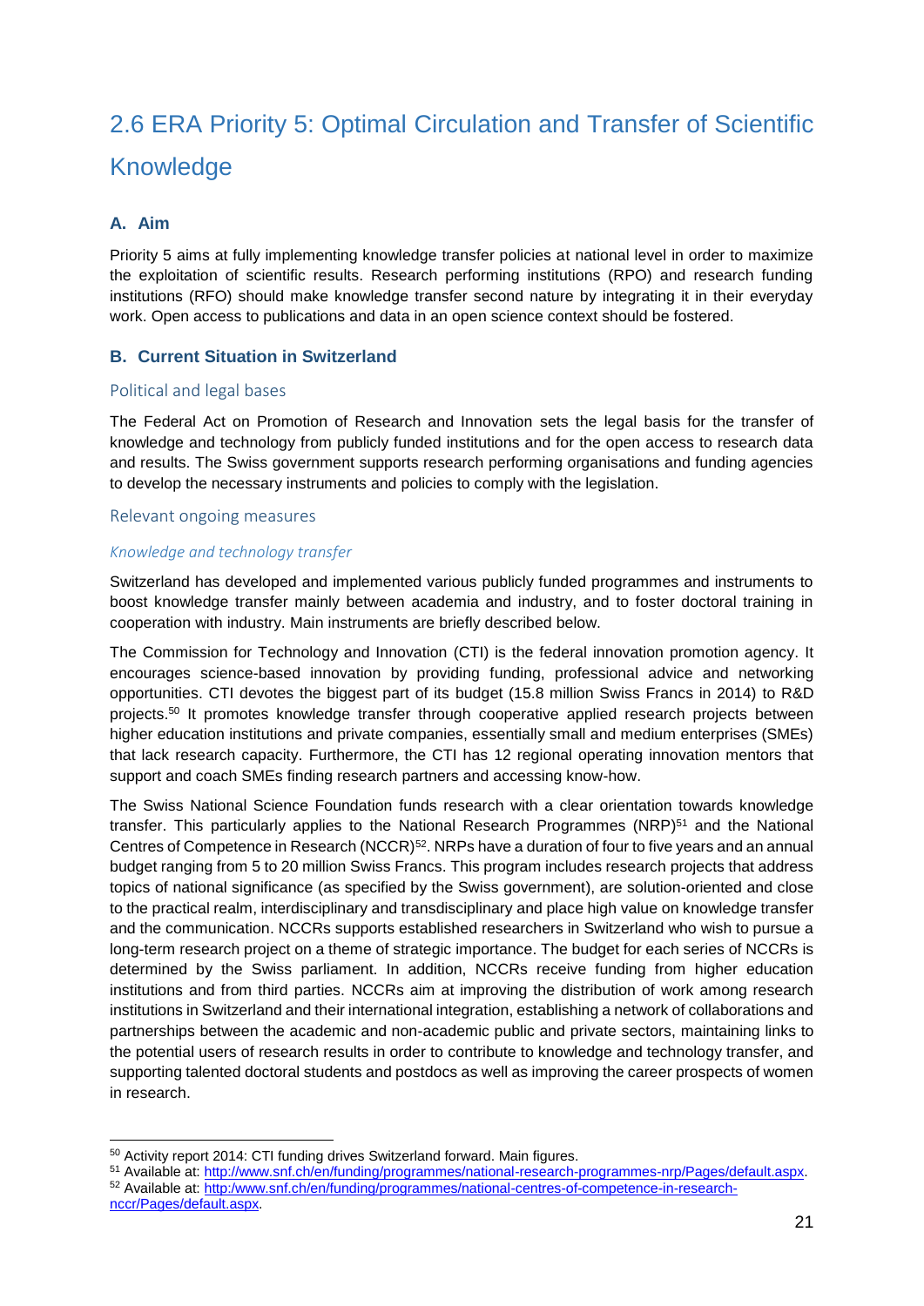## 2.6 ERA Priority 5: Optimal Circulation and Transfer of Scientific Knowledge

### A. Aim

Priority 5 aims at fully implementing knowledge transfer policies at national level in order to maximize the exploitation of scientific results. Research performing institutions (RPO) and research funding institutions (RFO) should make knowledge transfer second nature by integrating it in their everyday work. Open access to publications and data in an open science context should be fostered.

### B. Current Situation in Switzerland

#### Political and legal bases

The Federal Act on Promotion of Research and Innovation sets the legal basis for the transfer of knowledge and technology from publicly funded institutions and for the open access to research data and results. The Swiss government supports research performing organisations and funding agencies to develop the necessary instruments and policies to comply with the legislation.

#### Relevant ongoing measures

*Knowledge and technology transfer*

Switzerland has developed and implemented various publicly funded programmes and instruments to boost knowledge transfer mainly between academia and industry, and to foster doctoral training in cooperation with industry. Main instruments are briefly described below.

The Commission for Technology and Innovation (CTI) is the federal innovation promotion agency. It encourages science-based innovation by providing funding, professional advice and networking opportunities. CTI devotes the biggest part of its budget (15.8 million Swiss Francs in 2014) to R&D projects.[50] It promotes knowledge transfer through cooperative applied research projects between higher education institutions and private companies, essentially small and medium enterprises (SMEs) that lack research capacity. Furthermore, the CTI has 12 regional operating innovation mentors that support and coach SMEs finding research partners and accessing know-how.

The Swiss National Science Foundation funds research with a clear orientation towards knowledge transfer. This particularly applies to the National Research Programmes (NRP)[51] and the National Centres of Competence in Research (NCCR)[52]. NRPs have a duration of four to five years and an annual budget ranging from 5 to 20 million Swiss Francs. This program includes research projects that address topics of national significance (as specified by the Swiss government), are solution-oriented and close to the practical realm, interdisciplinary and transdisciplinary and place high value on knowledge transfer and the communication. NCCRs supports established researchers in Switzerland who wish to pursue a long-term research project on a theme of strategic importance. The budget for each series of NCCRs is determined by the Swiss parliament. In addition, NCCRs receive funding from higher education institutions and from third parties. NCCRs aim at improving the distribution of work among research institutions in Switzerland and their international integration, establishing a network of collaborations and partnerships between the academic and non-academic public and private sectors, maintaining links to the potential users of research results in order to contribute to knowledge and technology transfer, and supporting talented doctoral students and postdocs as well as improving the career prospects of women in research.

---

[50] Activity report 2014: CTI funding drives Switzerland forward. Main figures.

[51] Available at: http://www.snf.ch/en/funding/programmes/national-research-programmes-nrp/Pages/default.aspx.

[52] Available at: http://www.snf.ch/en/funding/programmes/national-centres-of-competence-in-research-nccr/Pages/default.aspx.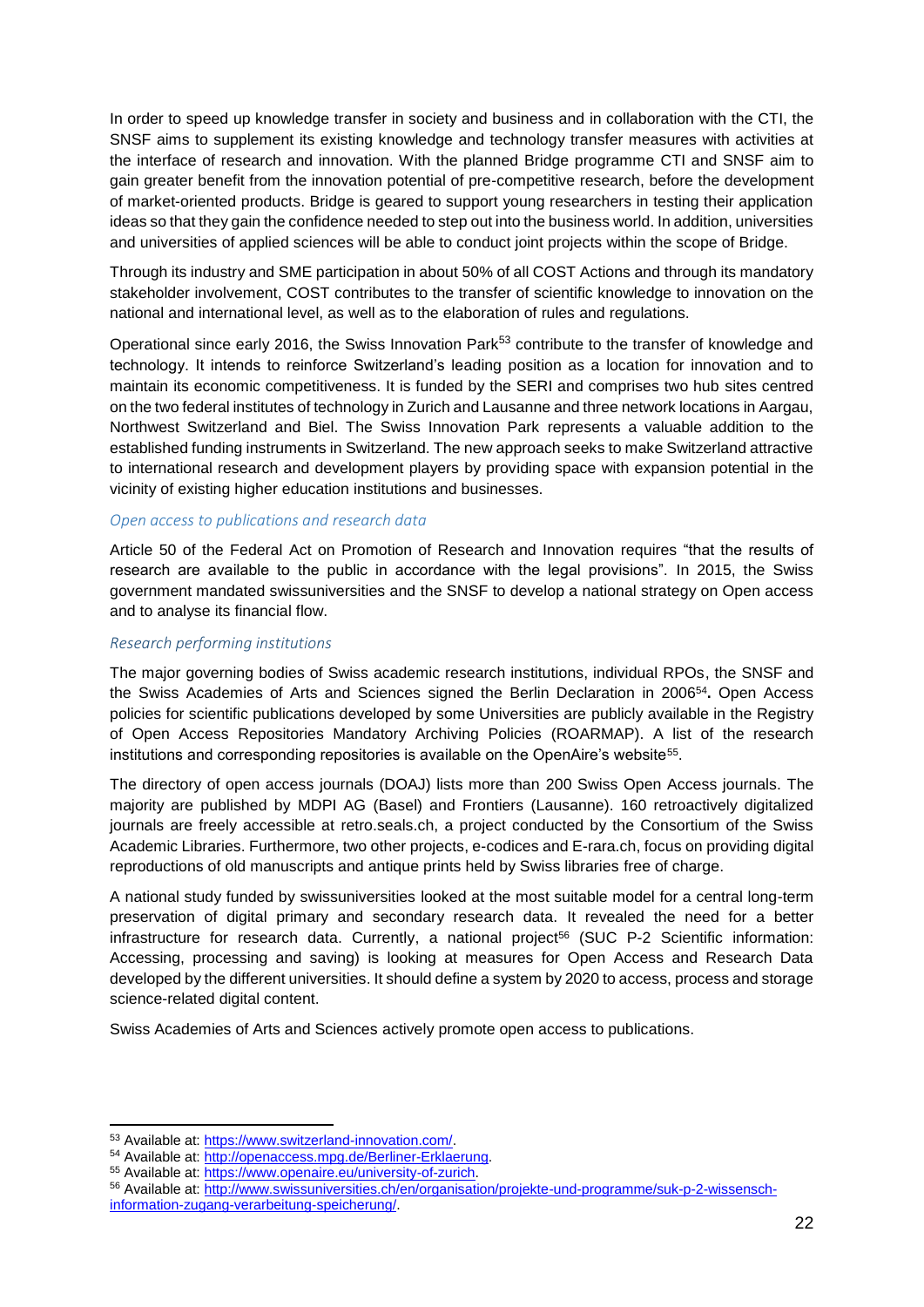In order to speed up knowledge transfer in society and business and in collaboration with the CTI, the SNSF aims to supplement its existing knowledge and technology transfer measures with activities at the interface of research and innovation. With the planned Bridge programme CTI and SNSF aim to gain greater benefit from the innovation potential of pre-competitive research, before the development of market-oriented products. Bridge is geared to support young researchers in testing their application ideas so that they gain the confidence needed to step out into the business world. In addition, universities and universities of applied sciences will be able to conduct joint projects within the scope of Bridge.

Through its industry and SME participation in about 50% of all COST Actions and through its mandatory stakeholder involvement, COST contributes to the transfer of scientific knowledge to innovation on the national and international level, as well as to the elaboration of rules and regulations.

Operational since early 2016, the Swiss Innovation Park[53] contribute to the transfer of knowledge and technology. It intends to reinforce Switzerland's leading position as a location for innovation and to maintain its economic competitiveness. It is funded by the SERI and comprises two hub sites centred on the two federal institutes of technology in Zurich and Lausanne and three network locations in Aargau, Northwest Switzerland and Biel. The Swiss Innovation Park represents a valuable addition to the established funding instruments in Switzerland. The new approach seeks to make Switzerland attractive to international research and development players by providing space with expansion potential in the vicinity of existing higher education institutions and businesses.

*Open access to publications and research data*

Article 50 of the Federal Act on Promotion of Research and Innovation requires "that the results of research are available to the public in accordance with the legal provisions". In 2015, the Swiss government mandated swissuniversities and the SNSF to develop a national strategy on Open access and to analyse its financial flow.

*Research performing institutions*

The major governing bodies of Swiss academic research institutions, individual RPOs, the SNSF and the Swiss Academies of Arts and Sciences signed the Berlin Declaration in 2006[54]**.** Open Access policies for scientific publications developed by some Universities are publicly available in the Registry of Open Access Repositories Mandatory Archiving Policies (ROARMAP). A list of the research institutions and corresponding repositories is available on the OpenAire's website[55].

The directory of open access journals (DOAJ) lists more than 200 Swiss Open Access journals. The majority are published by MDPI AG (Basel) and Frontiers (Lausanne). 160 retroactively digitalized journals are freely accessible at retro.seals.ch, a project conducted by the Consortium of the Swiss Academic Libraries. Furthermore, two other projects, e-codices and E-rara.ch, focus on providing digital reproductions of old manuscripts and antique prints held by Swiss libraries free of charge.

A national study funded by swissuniversities looked at the most suitable model for a central long-term preservation of digital primary and secondary research data. It revealed the need for a better infrastructure for research data. Currently, a national project[56] (SUC P-2 Scientific information: Accessing, processing and saving) is looking at measures for Open Access and Research Data developed by the different universities. It should define a system by 2020 to access, process and storage science-related digital content.

Swiss Academies of Arts and Sciences actively promote open access to publications.

---

[53] Available at: https://www.switzerland-innovation.com/.

[54] Available at: http://openaccess.mpg.de/Berliner-Erklaerung.

[55] Available at: https://www.openaire.eu/university-of-zurich.

[56] Available at: http://www.swissuniversities.ch/en/organisation/projekte-und-programme/suk-p-2-wissensch-information-zugang-verarbeitung-speicherung/.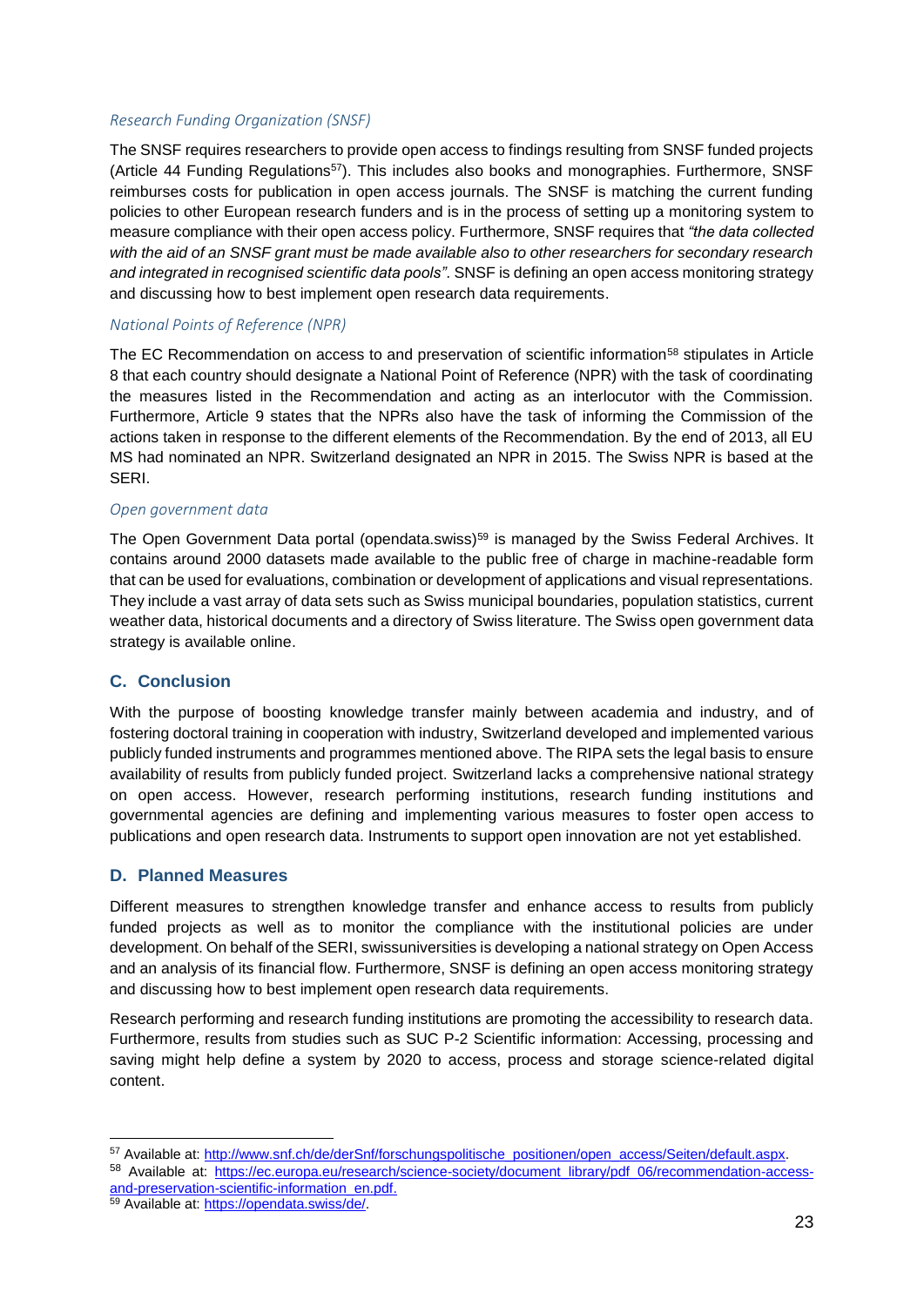*Research Funding Organization (SNSF)*

The SNSF requires researchers to provide open access to findings resulting from SNSF funded projects (Article 44 Funding Regulations[57]). This includes also books and monographies. Furthermore, SNSF reimburses costs for publication in open access journals. The SNSF is matching the current funding policies to other European research funders and is in the process of setting up a monitoring system to measure compliance with their open access policy. Furthermore, SNSF requires that *"the data collected with the aid of an SNSF grant must be made available also to other researchers for secondary research and integrated in recognised scientific data pools"*. SNSF is defining an open access monitoring strategy and discussing how to best implement open research data requirements.

*National Points of Reference (NPR)*

The EC Recommendation on access to and preservation of scientific information[58] stipulates in Article 8 that each country should designate a National Point of Reference (NPR) with the task of coordinating the measures listed in the Recommendation and acting as an interlocutor with the Commission. Furthermore, Article 9 states that the NPRs also have the task of informing the Commission of the actions taken in response to the different elements of the Recommendation. By the end of 2013, all EU MS had nominated an NPR. Switzerland designated an NPR in 2015. The Swiss NPR is based at the SERI.

*Open government data*

The Open Government Data portal (opendata.swiss)[59] is managed by the Swiss Federal Archives. It contains around 2000 datasets made available to the public free of charge in machine-readable form that can be used for evaluations, combination or development of applications and visual representations. They include a vast array of data sets such as Swiss municipal boundaries, population statistics, current weather data, historical documents and a directory of Swiss literature. The Swiss open government data strategy is available online.

## C. Conclusion

With the purpose of boosting knowledge transfer mainly between academia and industry, and of fostering doctoral training in cooperation with industry, Switzerland developed and implemented various publicly funded instruments and programmes mentioned above. The RIPA sets the legal basis to ensure availability of results from publicly funded project. Switzerland lacks a comprehensive national strategy on open access. However, research performing institutions, research funding institutions and governmental agencies are defining and implementing various measures to foster open access to publications and open research data. Instruments to support open innovation are not yet established.

## D. Planned Measures

Different measures to strengthen knowledge transfer and enhance access to results from publicly funded projects as well as to monitor the compliance with the institutional policies are under development. On behalf of the SERI, swissuniversities is developing a national strategy on Open Access and an analysis of its financial flow. Furthermore, SNSF is defining an open access monitoring strategy and discussing how to best implement open research data requirements.

Research performing and research funding institutions are promoting the accessibility to research data. Furthermore, results from studies such as SUC P-2 Scientific information: Accessing, processing and saving might help define a system by 2020 to access, process and storage science-related digital content.

---

[57] Available at: http://www.snf.ch/de/derSnf/forschungspolitische_positionen/open_access/Seiten/default.aspx.

[58] Available at: https://ec.europa.eu/research/science-society/document_library/pdf_06/recommendation-access-and-preservation-scientific-information_en.pdf.

[59] Available at: https://opendata.swiss/de/.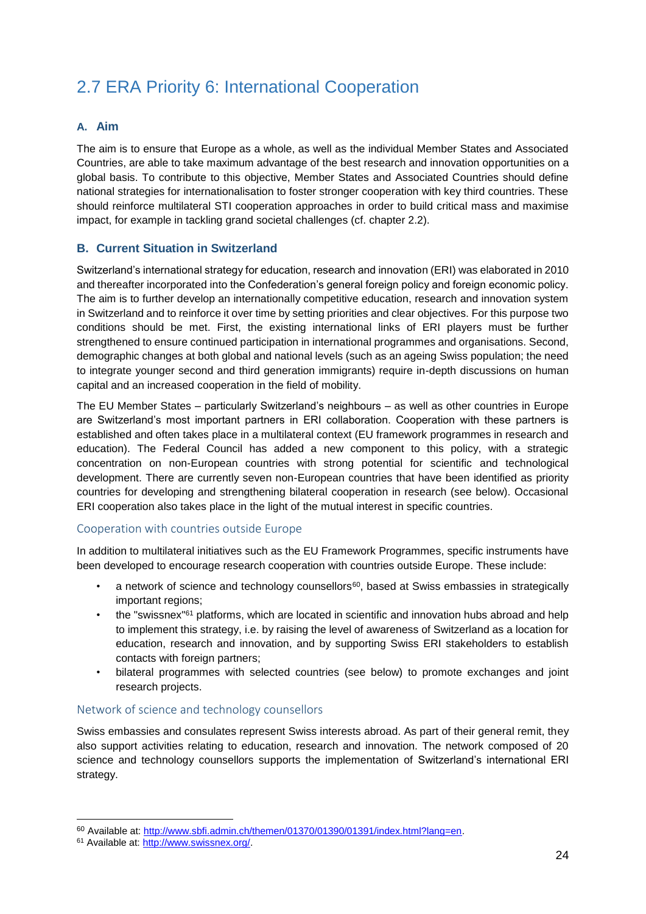## 2.7 ERA Priority 6: International Cooperation

### A. Aim

The aim is to ensure that Europe as a whole, as well as the individual Member States and Associated Countries, are able to take maximum advantage of the best research and innovation opportunities on a global basis. To contribute to this objective, Member States and Associated Countries should define national strategies for internationalisation to foster stronger cooperation with key third countries. These should reinforce multilateral STI cooperation approaches in order to build critical mass and maximise impact, for example in tackling grand societal challenges (cf. chapter 2.2).

### B. Current Situation in Switzerland

Switzerland's international strategy for education, research and innovation (ERI) was elaborated in 2010 and thereafter incorporated into the Confederation's general foreign policy and foreign economic policy. The aim is to further develop an internationally competitive education, research and innovation system in Switzerland and to reinforce it over time by setting priorities and clear objectives. For this purpose two conditions should be met. First, the existing international links of ERI players must be further strengthened to ensure continued participation in international programmes and organisations. Second, demographic changes at both global and national levels (such as an ageing Swiss population; the need to integrate younger second and third generation immigrants) require in-depth discussions on human capital and an increased cooperation in the field of mobility.

The EU Member States – particularly Switzerland's neighbours – as well as other countries in Europe are Switzerland's most important partners in ERI collaboration. Cooperation with these partners is established and often takes place in a multilateral context (EU framework programmes in research and education). The Federal Council has added a new component to this policy, with a strategic concentration on non-European countries with strong potential for scientific and technological development. There are currently seven non-European countries that have been identified as priority countries for developing and strengthening bilateral cooperation in research (see below). Occasional ERI cooperation also takes place in the light of the mutual interest in specific countries.

#### Cooperation with countries outside Europe

In addition to multilateral initiatives such as the EU Framework Programmes, specific instruments have been developed to encourage research cooperation with countries outside Europe. These include:

- a network of science and technology counsellors[60], based at Swiss embassies in strategically important regions;
- the "swissnex"[61] platforms, which are located in scientific and innovation hubs abroad and help to implement this strategy, i.e. by raising the level of awareness of Switzerland as a location for education, research and innovation, and by supporting Swiss ERI stakeholders to establish contacts with foreign partners;
- bilateral programmes with selected countries (see below) to promote exchanges and joint research projects.

#### Network of science and technology counsellors

Swiss embassies and consulates represent Swiss interests abroad. As part of their general remit, they also support activities relating to education, research and innovation. The network composed of 20 science and technology counsellors supports the implementation of Switzerland's international ERI strategy.

---

[60] Available at: http://www.sbfi.admin.ch/themen/01370/01390/01391/index.html?lang=en.

[61] Available at: http://www.swissnex.org/.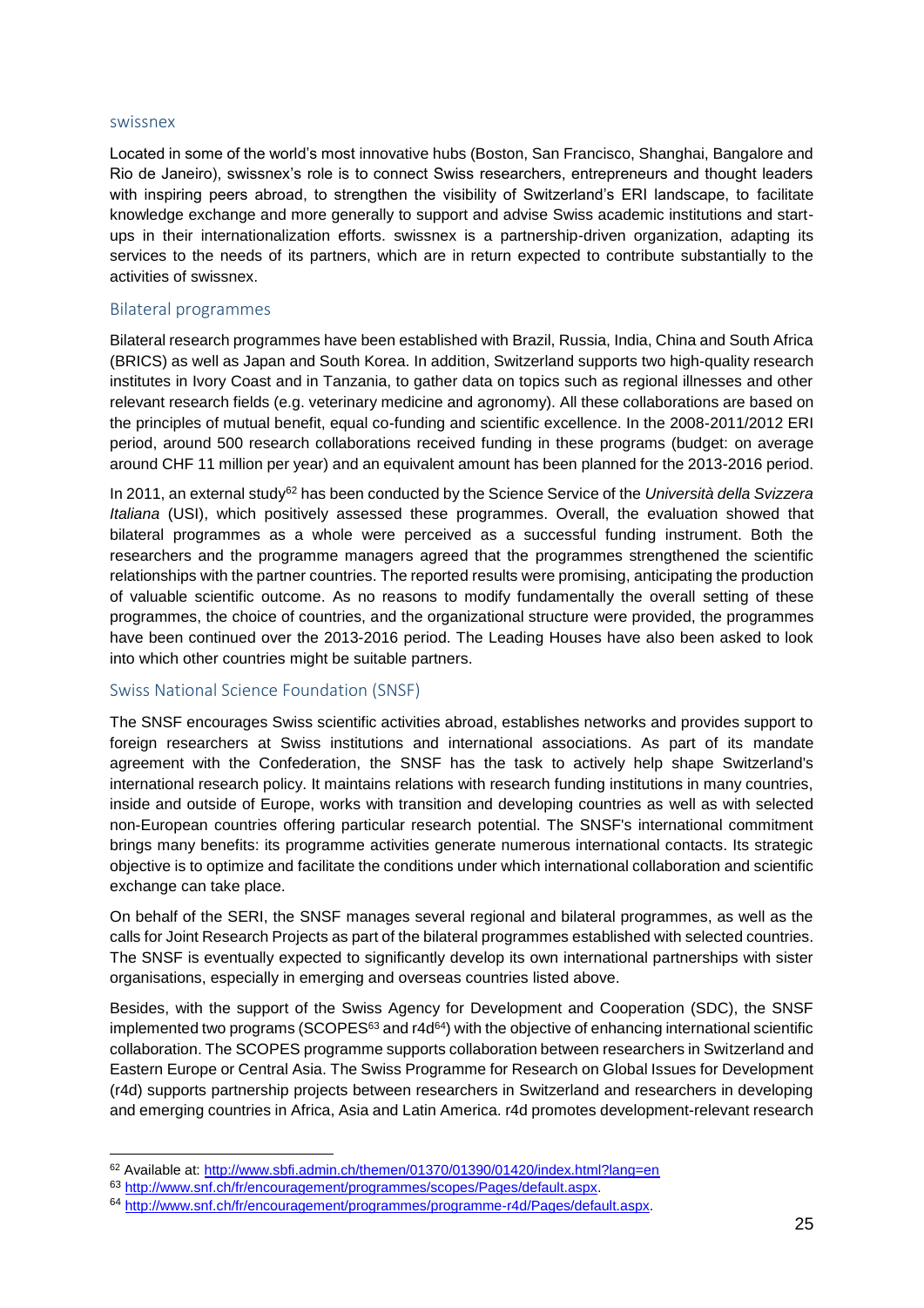### swissnex

Located in some of the world's most innovative hubs (Boston, San Francisco, Shanghai, Bangalore and Rio de Janeiro), swissnex's role is to connect Swiss researchers, entrepreneurs and thought leaders with inspiring peers abroad, to strengthen the visibility of Switzerland's ERI landscape, to facilitate knowledge exchange and more generally to support and advise Swiss academic institutions and start-ups in their internationalization efforts. swissnex is a partnership-driven organization, adapting its services to the needs of its partners, which are in return expected to contribute substantially to the activities of swissnex.

### Bilateral programmes

Bilateral research programmes have been established with Brazil, Russia, India, China and South Africa (BRICS) as well as Japan and South Korea. In addition, Switzerland supports two high-quality research institutes in Ivory Coast and in Tanzania, to gather data on topics such as regional illnesses and other relevant research fields (e.g. veterinary medicine and agronomy). All these collaborations are based on the principles of mutual benefit, equal co-funding and scientific excellence. In the 2008-2011/2012 ERI period, around 500 research collaborations received funding in these programs (budget: on average around CHF 11 million per year) and an equivalent amount has been planned for the 2013-2016 period.

In 2011, an external study[62] has been conducted by the Science Service of the *Università della Svizzera Italiana* (USI), which positively assessed these programmes. Overall, the evaluation showed that bilateral programmes as a whole were perceived as a successful funding instrument. Both the researchers and the programme managers agreed that the programmes strengthened the scientific relationships with the partner countries. The reported results were promising, anticipating the production of valuable scientific outcome. As no reasons to modify fundamentally the overall setting of these programmes, the choice of countries, and the organizational structure were provided, the programmes have been continued over the 2013-2016 period. The Leading Houses have also been asked to look into which other countries might be suitable partners.

### Swiss National Science Foundation (SNSF)

The SNSF encourages Swiss scientific activities abroad, establishes networks and provides support to foreign researchers at Swiss institutions and international associations. As part of its mandate agreement with the Confederation, the SNSF has the task to actively help shape Switzerland's international research policy. It maintains relations with research funding institutions in many countries, inside and outside of Europe, works with transition and developing countries as well as with selected non-European countries offering particular research potential. The SNSF's international commitment brings many benefits: its programme activities generate numerous international contacts. Its strategic objective is to optimize and facilitate the conditions under which international collaboration and scientific exchange can take place.

On behalf of the SERI, the SNSF manages several regional and bilateral programmes, as well as the calls for Joint Research Projects as part of the bilateral programmes established with selected countries. The SNSF is eventually expected to significantly develop its own international partnerships with sister organisations, especially in emerging and overseas countries listed above.

Besides, with the support of the Swiss Agency for Development and Cooperation (SDC), the SNSF implemented two programs (SCOPES[63] and r4d[64]) with the objective of enhancing international scientific collaboration. The SCOPES programme supports collaboration between researchers in Switzerland and Eastern Europe or Central Asia. The Swiss Programme for Research on Global Issues for Development (r4d) supports partnership projects between researchers in Switzerland and researchers in developing and emerging countries in Africa, Asia and Latin America. r4d promotes development-relevant research

---

[62] Available at: http://www.sbfi.admin.ch/themen/01370/01390/01420/index.html?lang=en

[63] http://www.snf.ch/fr/encouragement/programmes/scopes/Pages/default.aspx.

[64] http://www.snf.ch/fr/encouragement/programmes/programme-r4d/Pages/default.aspx.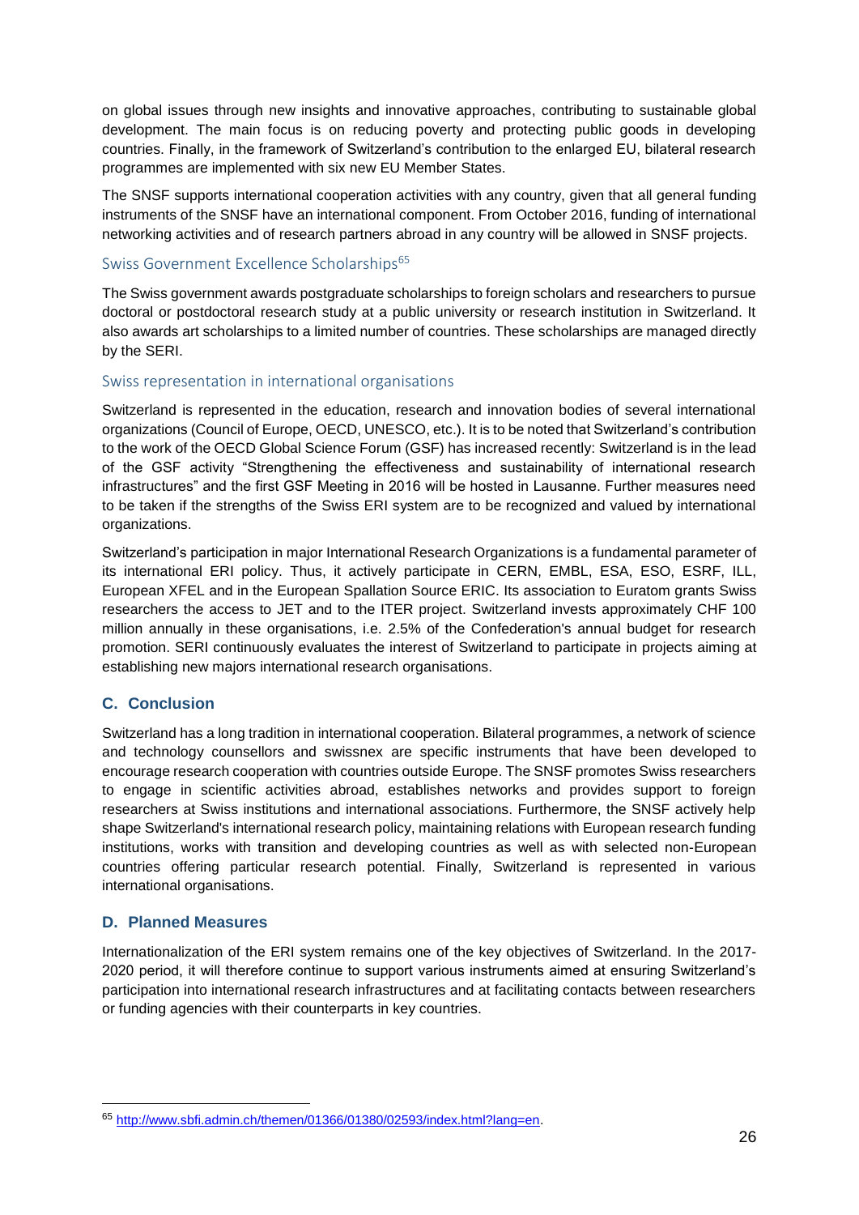on global issues through new insights and innovative approaches, contributing to sustainable global development. The main focus is on reducing poverty and protecting public goods in developing countries. Finally, in the framework of Switzerland's contribution to the enlarged EU, bilateral research programmes are implemented with six new EU Member States.

The SNSF supports international cooperation activities with any country, given that all general funding instruments of the SNSF have an international component. From October 2016, funding of international networking activities and of research partners abroad in any country will be allowed in SNSF projects.

### Swiss Government Excellence Scholarships[65]

The Swiss government awards postgraduate scholarships to foreign scholars and researchers to pursue doctoral or postdoctoral research study at a public university or research institution in Switzerland. It also awards art scholarships to a limited number of countries. These scholarships are managed directly by the SERI.

### Swiss representation in international organisations

Switzerland is represented in the education, research and innovation bodies of several international organizations (Council of Europe, OECD, UNESCO, etc.). It is to be noted that Switzerland's contribution to the work of the OECD Global Science Forum (GSF) has increased recently: Switzerland is in the lead of the GSF activity "Strengthening the effectiveness and sustainability of international research infrastructures" and the first GSF Meeting in 2016 will be hosted in Lausanne. Further measures need to be taken if the strengths of the Swiss ERI system are to be recognized and valued by international organizations.

Switzerland's participation in major International Research Organizations is a fundamental parameter of its international ERI policy. Thus, it actively participate in CERN, EMBL, ESA, ESO, ESRF, ILL, European XFEL and in the European Spallation Source ERIC. Its association to Euratom grants Swiss researchers the access to JET and to the ITER project. Switzerland invests approximately CHF 100 million annually in these organisations, i.e. 2.5% of the Confederation's annual budget for research promotion. SERI continuously evaluates the interest of Switzerland to participate in projects aiming at establishing new majors international research organisations.

## C. Conclusion

Switzerland has a long tradition in international cooperation. Bilateral programmes, a network of science and technology counsellors and swissnex are specific instruments that have been developed to encourage research cooperation with countries outside Europe. The SNSF promotes Swiss researchers to engage in scientific activities abroad, establishes networks and provides support to foreign researchers at Swiss institutions and international associations. Furthermore, the SNSF actively help shape Switzerland's international research policy, maintaining relations with European research funding institutions, works with transition and developing countries as well as with selected non-European countries offering particular research potential. Finally, Switzerland is represented in various international organisations.

## D. Planned Measures

Internationalization of the ERI system remains one of the key objectives of Switzerland. In the 2017-2020 period, it will therefore continue to support various instruments aimed at ensuring Switzerland's participation into international research infrastructures and at facilitating contacts between researchers or funding agencies with their counterparts in key countries.

---

[65] http://www.sbfi.admin.ch/themen/01366/01380/02593/index.html?lang=en.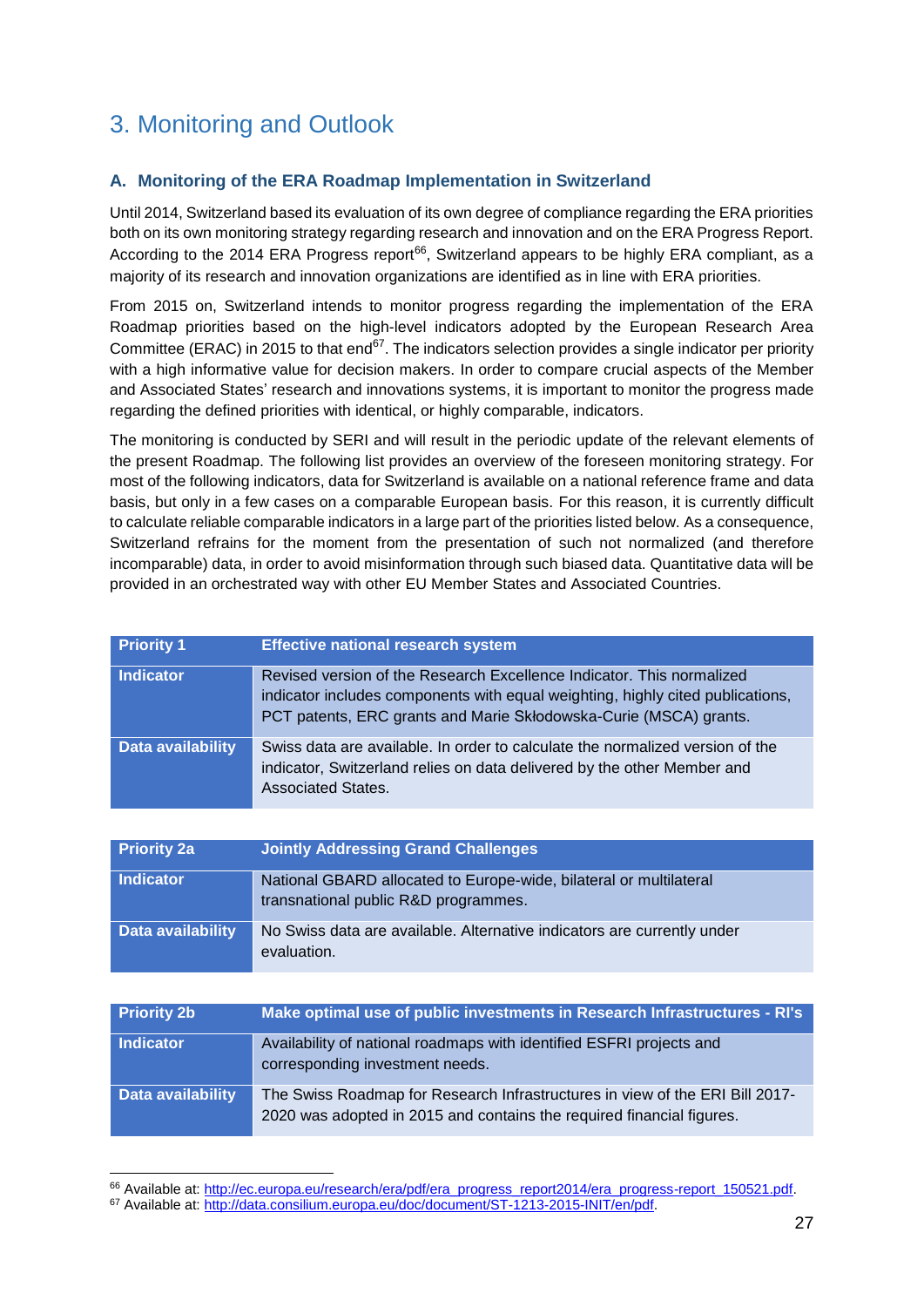# 3. Monitoring and Outlook

## A. Monitoring of the ERA Roadmap Implementation in Switzerland

Until 2014, Switzerland based its evaluation of its own degree of compliance regarding the ERA priorities both on its own monitoring strategy regarding research and innovation and on the ERA Progress Report. According to the 2014 ERA Progress report[66], Switzerland appears to be highly ERA compliant, as a majority of its research and innovation organizations are identified as in line with ERA priorities.

From 2015 on, Switzerland intends to monitor progress regarding the implementation of the ERA Roadmap priorities based on the high-level indicators adopted by the European Research Area Committee (ERAC) in 2015 to that end[67]. The indicators selection provides a single indicator per priority with a high informative value for decision makers. In order to compare crucial aspects of the Member and Associated States' research and innovations systems, it is important to monitor the progress made regarding the defined priorities with identical, or highly comparable, indicators.

The monitoring is conducted by SERI and will result in the periodic update of the relevant elements of the present Roadmap. The following list provides an overview of the foreseen monitoring strategy. For most of the following indicators, data for Switzerland is available on a national reference frame and data basis, but only in a few cases on a comparable European basis. For this reason, it is currently difficult to calculate reliable comparable indicators in a large part of the priorities listed below. As a consequence, Switzerland refrains for the moment from the presentation of such not normalized (and therefore incomparable) data, in order to avoid misinformation through such biased data. Quantitative data will be provided in an orchestrated way with other EU Member States and Associated Countries.

| **Priority 1** | **Effective national research system** |
|---|---|
| **Indicator** | Revised version of the Research Excellence Indicator. This normalized indicator includes components with equal weighting, highly cited publications, PCT patents, ERC grants and Marie Skłodowska-Curie (MSCA) grants. |
| **Data availability** | Swiss data are available. In order to calculate the normalized version of the indicator, Switzerland relies on data delivered by the other Member and Associated States. |

| **Priority 2a** | **Jointly Addressing Grand Challenges** |
|---|---|
| **Indicator** | National GBARD allocated to Europe-wide, bilateral or multilateral transnational public R&D programmes. |
| **Data availability** | No Swiss data are available. Alternative indicators are currently under evaluation. |

| **Priority 2b** | **Make optimal use of public investments in Research Infrastructures - RI's** |
|---|---|
| **Indicator** | Availability of national roadmaps with identified ESFRI projects and corresponding investment needs. |
| **Data availability** | The Swiss Roadmap for Research Infrastructures in view of the ERI Bill 2017-2020 was adopted in 2015 and contains the required financial figures. |

[66] Available at: http://ec.europa.eu/research/era/pdf/era_progress_report2014/era_progress-report_150521.pdf.

[67] Available at: http://data.consilium.europa.eu/doc/document/ST-1213-2015-INIT/en/pdf.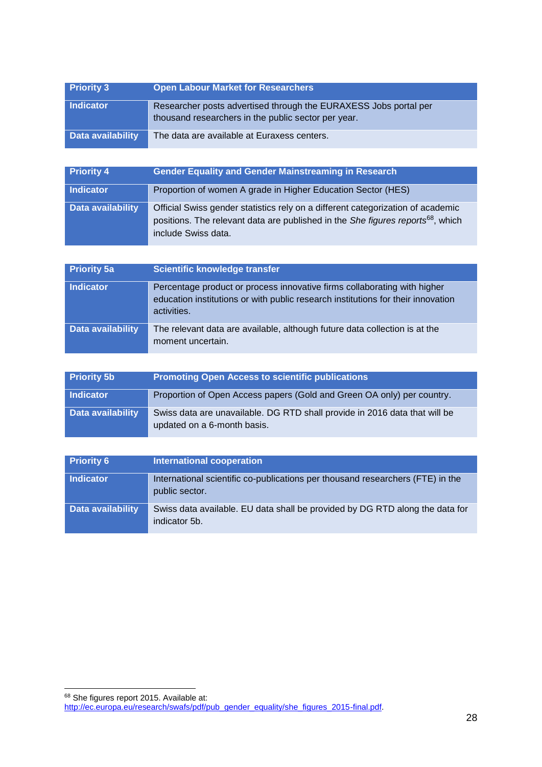| Priority 3 | Open Labour Market for Researchers |
|---|---|
| Indicator | Researcher posts advertised through the EURAXESS Jobs portal per thousand researchers in the public sector per year. |
| Data availability | The data are available at Euraxess centers. |

| Priority 4 | Gender Equality and Gender Mainstreaming in Research |
|---|---|
| Indicator | Proportion of women A grade in Higher Education Sector (HES) |
| Data availability | Official Swiss gender statistics rely on a different categorization of academic positions. The relevant data are published in the *She figures reports*[68], which include Swiss data. |

| Priority 5a | Scientific knowledge transfer |
|---|---|
| Indicator | Percentage product or process innovative firms collaborating with higher education institutions or with public research institutions for their innovation activities. |
| Data availability | The relevant data are available, although future data collection is at the moment uncertain. |

| Priority 5b | Promoting Open Access to scientific publications |
|---|---|
| Indicator | Proportion of Open Access papers (Gold and Green OA only) per country. |
| Data availability | Swiss data are unavailable. DG RTD shall provide in 2016 data that will be updated on a 6-month basis. |

| Priority 6 | International cooperation |
|---|---|
| Indicator | International scientific co-publications per thousand researchers (FTE) in the public sector. |
| Data availability | Swiss data available. EU data shall be provided by DG RTD along the data for indicator 5b. |

[68] She figures report 2015. Available at: http://ec.europa.eu/research/swafs/pdf/pub_gender_equality/she_figures_2015-final.pdf.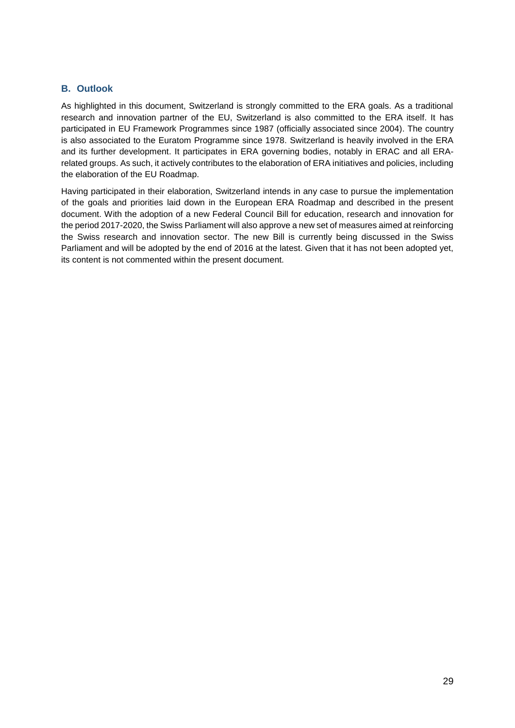## B. Outlook

As highlighted in this document, Switzerland is strongly committed to the ERA goals. As a traditional research and innovation partner of the EU, Switzerland is also committed to the ERA itself. It has participated in EU Framework Programmes since 1987 (officially associated since 2004). The country is also associated to the Euratom Programme since 1978. Switzerland is heavily involved in the ERA and its further development. It participates in ERA governing bodies, notably in ERAC and all ERA-related groups. As such, it actively contributes to the elaboration of ERA initiatives and policies, including the elaboration of the EU Roadmap.

Having participated in their elaboration, Switzerland intends in any case to pursue the implementation of the goals and priorities laid down in the European ERA Roadmap and described in the present document. With the adoption of a new Federal Council Bill for education, research and innovation for the period 2017-2020, the Swiss Parliament will also approve a new set of measures aimed at reinforcing the Swiss research and innovation sector. The new Bill is currently being discussed in the Swiss Parliament and will be adopted by the end of 2016 at the latest. Given that it has not been adopted yet, its content is not commented within the present document.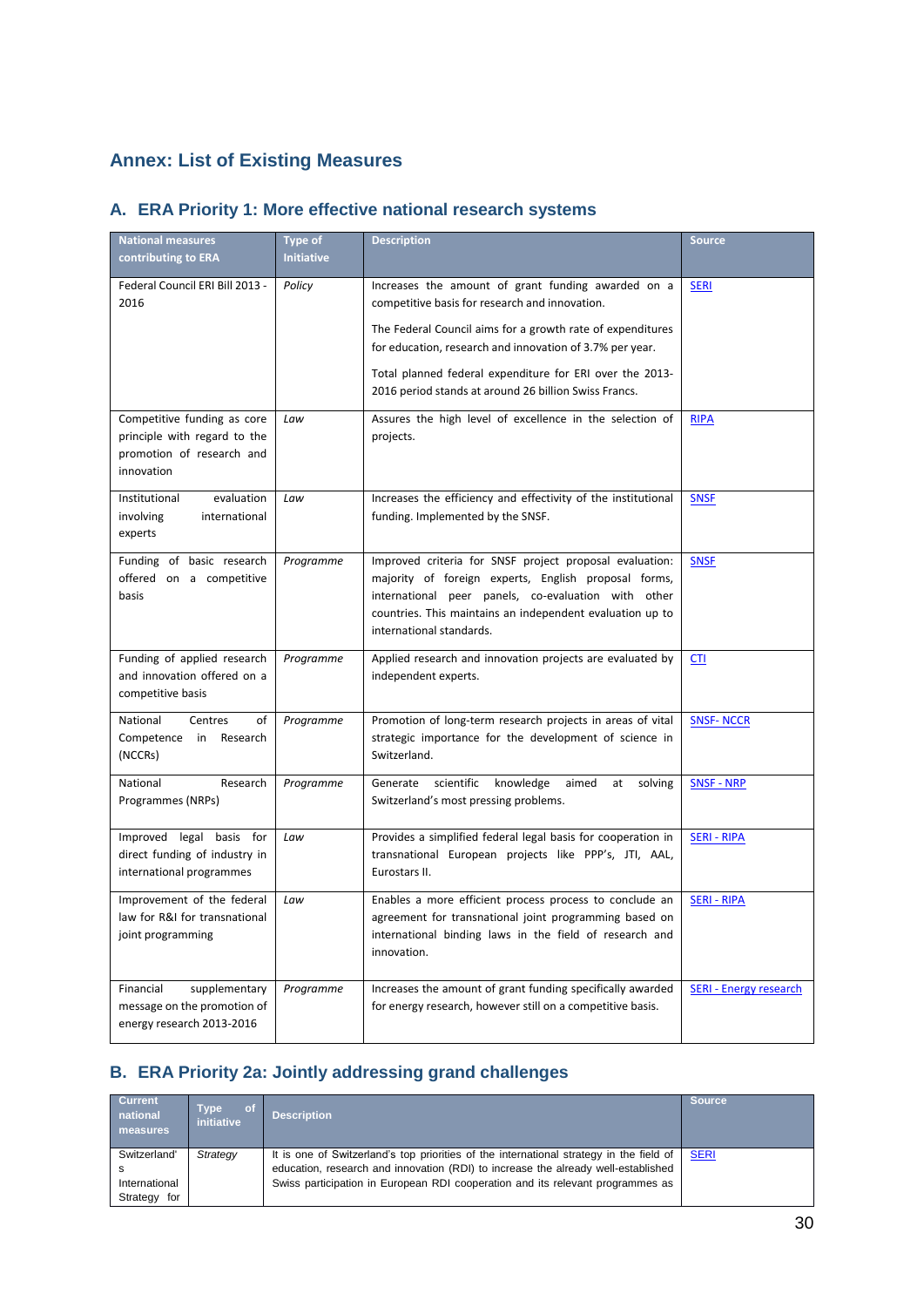## Annex: List of Existing Measures

### A. ERA Priority 1: More effective national research systems

| National measures contributing to ERA | Type of Initiative | Description | Source |
|---|---|---|---|
| Federal Council ERI Bill 2013 - 2016 | *Policy* | Increases the amount of grant funding awarded on a competitive basis for research and innovation.<br><br>The Federal Council aims for a growth rate of expenditures for education, research and innovation of 3.7% per year.<br><br>Total planned federal expenditure for ERI over the 2013-2016 period stands at around 26 billion Swiss Francs. | SERI |
| Competitive funding as core principle with regard to the promotion of research and innovation | *Law* | Assures the high level of excellence in the selection of projects. | RIPA |
| Institutional evaluation involving international experts | *Law* | Increases the efficiency and effectivity of the institutional funding. Implemented by the SNSF. | SNSF |
| Funding of basic research offered on a competitive basis | *Programme* | Improved criteria for SNSF project proposal evaluation: majority of foreign experts, English proposal forms, international peer panels, co-evaluation with other countries. This maintains an independent evaluation up to international standards. | SNSF |
| Funding of applied research and innovation offered on a competitive basis | *Programme* | Applied research and innovation projects are evaluated by independent experts. | CTI |
| National Centres of Competence in Research (NCCRs) | *Programme* | Promotion of long-term research projects in areas of vital strategic importance for the development of science in Switzerland. | SNSF- NCCR |
| National Research Programmes (NRPs) | *Programme* | Generate scientific knowledge aimed at solving Switzerland's most pressing problems. | SNSF - NRP |
| Improved legal basis for direct funding of industry in international programmes | *Law* | Provides a simplified federal legal basis for cooperation in transnational European projects like PPP's, JTI, AAL, Eurostars II. | SERI - RIPA |
| Improvement of the federal law for R&I for transnational joint programming | *Law* | Enables a more efficient process process to conclude an agreement for transnational joint programming based on international binding laws in the field of research and innovation. | SERI - RIPA |
| Financial supplementary message on the promotion of energy research 2013-2016 | *Programme* | Increases the amount of grant funding specifically awarded for energy research, however still on a competitive basis. | SERI - Energy research |

### B. ERA Priority 2a: Jointly addressing grand challenges

| Current national measures | Type of initiative | Description | Source |
|---|---|---|---|
| Switzerland's International Strategy for | *Strategy* | It is one of Switzerland's top priorities of the international strategy in the field of education, research and innovation (RDI) to increase the already well-established Swiss participation in European RDI cooperation and its relevant programmes as | SERI |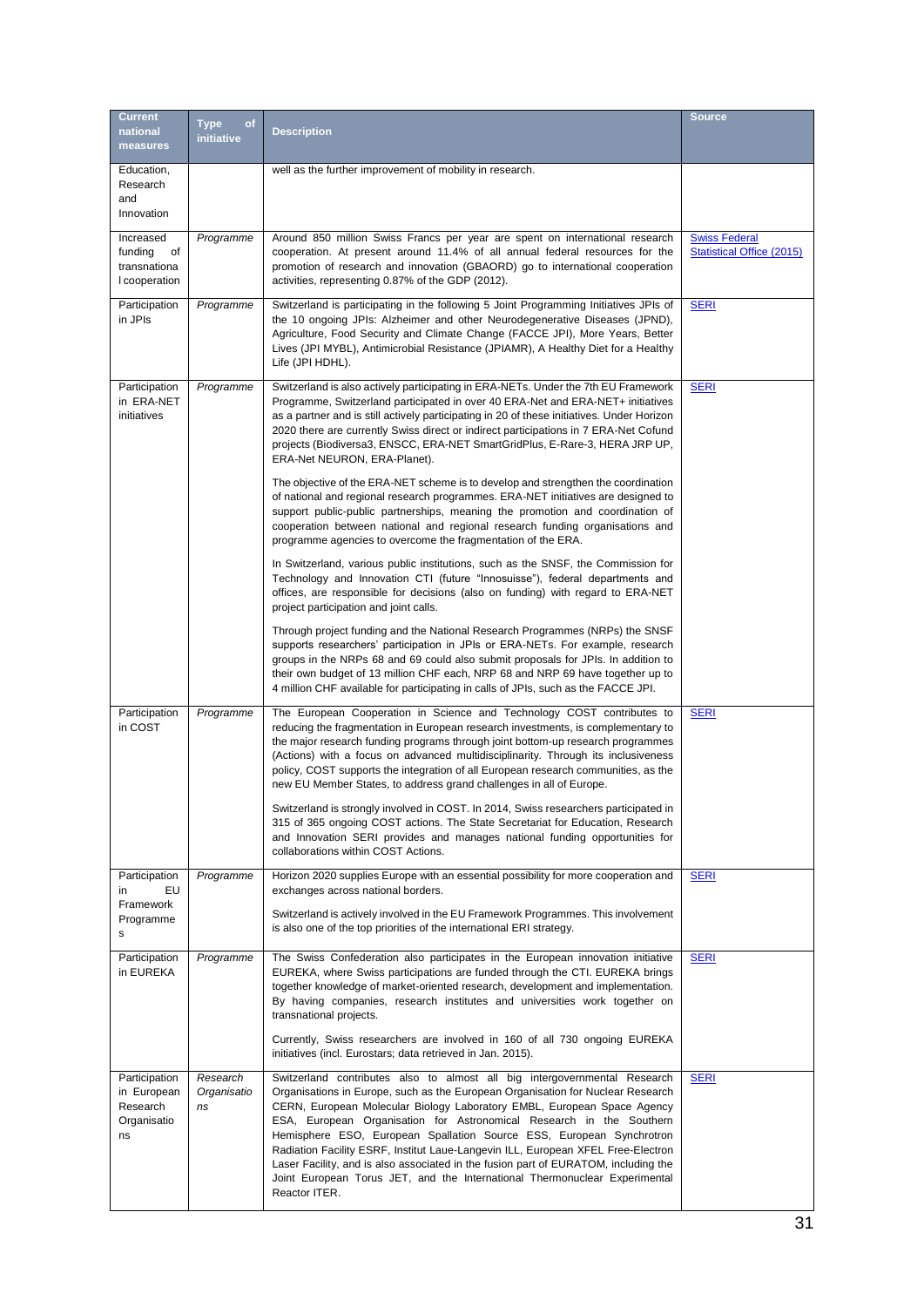| Current national measures | Type of initiative | Description | Source |
|---|---|---|---|
| Education, Research and Innovation | | well as the further improvement of mobility in research. | |
| Increased funding of transnational cooperation | *Programme* | Around 850 million Swiss Francs per year are spent on international research cooperation. At present around 11.4% of all annual federal resources for the promotion of research and innovation (GBAORD) go to international cooperation activities, representing 0.87% of the GDP (2012). | Swiss Federal Statistical Office (2015) |
| Participation in JPIs | *Programme* | Switzerland is participating in the following 5 Joint Programming Initiatives JPIs of the 10 ongoing JPIs: Alzheimer and other Neurodegenerative Diseases (JPND), Agriculture, Food Security and Climate Change (FACCE JPI), More Years, Better Lives (JPI MYBL), Antimicrobial Resistance (JPIAMR), A Healthy Diet for a Healthy Life (JPI HDHL). | SERI |
| Participation in ERA-NET initiatives | *Programme* | Switzerland is also actively participating in ERA-NETs. Under the 7th EU Framework Programme, Switzerland participated in over 40 ERA-Net and ERA-NET+ initiatives as a partner and is still actively participating in 20 of these initiatives. Under Horizon 2020 there are currently Swiss direct or indirect participations in 7 ERA-Net Cofund projects (Biodiversa3, ENSCC, ERA-NET SmartGridPlus, E-Rare-3, HERA JRP UP, ERA-Net NEURON, ERA-Planet).<br><br>The objective of the ERA-NET scheme is to develop and strengthen the coordination of national and regional research programmes. ERA-NET initiatives are designed to support public-public partnerships, meaning the promotion and coordination of cooperation between national and regional research funding organisations and programme agencies to overcome the fragmentation of the ERA.<br><br>In Switzerland, various public institutions, such as the SNSF, the Commission for Technology and Innovation CTI (future "Innosuisse"), federal departments and offices, are responsible for decisions (also on funding) with regard to ERA-NET project participation and joint calls.<br><br>Through project funding and the National Research Programmes (NRPs) the SNSF supports researchers' participation in JPIs or ERA-NETs. For example, research groups in the NRPs 68 and 69 could also submit proposals for JPIs. In addition to their own budget of 13 million CHF each, NRP 68 and NRP 69 have together up to 4 million CHF available for participating in calls of JPIs, such as the FACCE JPI. | SERI |
| Participation in COST | *Programme* | The European Cooperation in Science and Technology COST contributes to reducing the fragmentation in European research investments, is complementary to the major research funding programs through joint bottom-up research programmes (Actions) with a focus on advanced multidisciplinarity. Through its inclusiveness policy, COST supports the integration of all European research communities, as the new EU Member States, to address grand challenges in all of Europe.<br><br>Switzerland is strongly involved in COST. In 2014, Swiss researchers participated in 315 of 365 ongoing COST actions. The State Secretariat for Education, Research and Innovation SERI provides and manages national funding opportunities for collaborations within COST Actions. | SERI |
| Participation in EU Framework Programmes | *Programme* | Horizon 2020 supplies Europe with an essential possibility for more cooperation and exchanges across national borders.<br><br>Switzerland is actively involved in the EU Framework Programmes. This involvement is also one of the top priorities of the international ERI strategy. | SERI |
| Participation in EUREKA | *Programme* | The Swiss Confederation also participates in the European innovation initiative EUREKA, where Swiss participations are funded through the CTI. EUREKA brings together knowledge of market-oriented research, development and implementation. By having companies, research institutes and universities work together on transnational projects.<br><br>Currently, Swiss researchers are involved in 160 of all 730 ongoing EUREKA initiatives (incl. Eurostars; data retrieved in Jan. 2015). | SERI |
| Participation in European Research Organisations | *Research Organisations* | Switzerland contributes also to almost all big intergovernmental Research Organisations in Europe, such as the European Organisation for Nuclear Research CERN, European Molecular Biology Laboratory EMBL, European Space Agency ESA, European Organisation for Astronomical Research in the Southern Hemisphere ESO, European Spallation Source ESS, European Synchrotron Radiation Facility ESRF, Institut Laue-Langevin ILL, European XFEL Free-Electron Laser Facility, and is also associated in the fusion part of EURATOM, including the Joint European Torus JET, and the International Thermonuclear Experimental Reactor ITER. | SERI |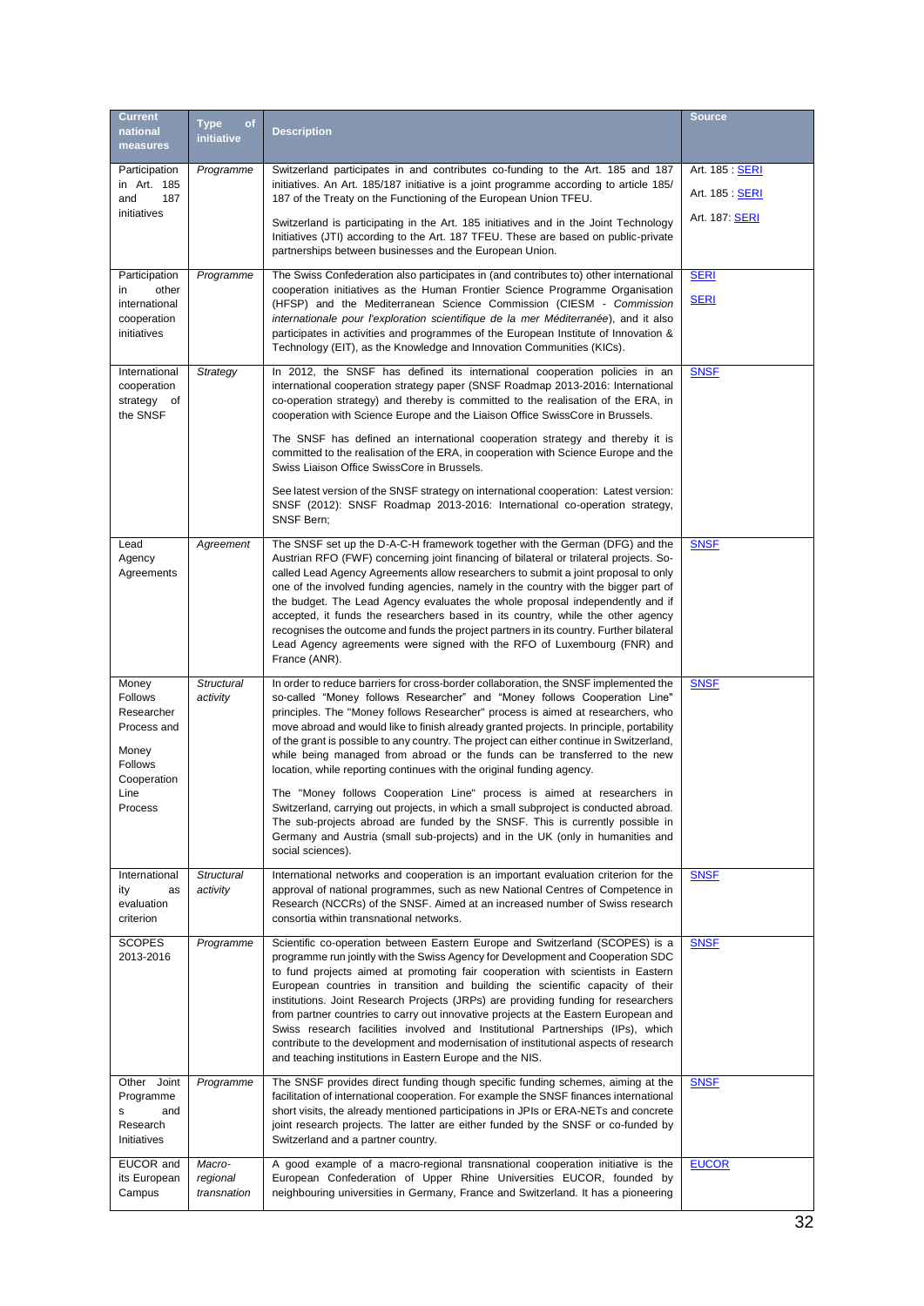| Current national measures | Type of initiative | Description | Source |
|---|---|---|---|
| Participation in Art. 185 and 187 initiatives | *Programme* | Switzerland participates in and contributes co-funding to the Art. 185 and 187 initiatives. An Art. 185/187 initiative is a joint programme according to article 185/ 187 of the Treaty on the Functioning of the European Union TFEU.<br><br>Switzerland is participating in the Art. 185 initiatives and in the Joint Technology Initiatives (JTI) according to the Art. 187 TFEU. These are based on public-private partnerships between businesses and the European Union. | Art. 185 : SERI<br>Art. 185 : SERI<br>Art. 187: SERI |
| Participation in other international cooperation initiatives | *Programme* | The Swiss Confederation also participates in (and contributes to) other international cooperation initiatives as the Human Frontier Science Programme Organisation (HFSP) and the Mediterranean Science Commission (CIESM - *Commission internationale pour l'exploration scientifique de la mer Méditerranée*), and it also participates in activities and programmes of the European Institute of Innovation & Technology (EIT), as the Knowledge and Innovation Communities (KICs). | SERI<br>SERI |
| International cooperation strategy of the SNSF | *Strategy* | In 2012, the SNSF has defined its international cooperation policies in an international cooperation strategy paper (SNSF Roadmap 2013-2016: International co-operation strategy) and thereby is committed to the realisation of the ERA, in cooperation with Science Europe and the Liaison Office SwissCore in Brussels.<br><br>The SNSF has defined an international cooperation strategy and thereby it is committed to the realisation of the ERA, in cooperation with Science Europe and the Swiss Liaison Office SwissCore in Brussels.<br><br>See latest version of the SNSF strategy on international cooperation: Latest version: SNSF (2012): SNSF Roadmap 2013-2016: International co-operation strategy, SNSF Bern; | SNSF |
| Lead Agency Agreements | *Agreement* | The SNSF set up the D-A-C-H framework together with the German (DFG) and the Austrian RFO (FWF) concerning joint financing of bilateral or trilateral projects. So-called Lead Agency Agreements allow researchers to submit a joint proposal to only one of the involved funding agencies, namely in the country with the bigger part of the budget. The Lead Agency evaluates the whole proposal independently and if accepted, it funds the researchers based in its country, while the other agency recognises the outcome and funds the project partners in its country. Further bilateral Lead Agency agreements were signed with the RFO of Luxembourg (FNR) and France (ANR). | SNSF |
| Money Follows Researcher Process and<br><br>Money Follows Cooperation Line Process | *Structural activity* | In order to reduce barriers for cross-border collaboration, the SNSF implemented the so-called "Money follows Researcher" and "Money follows Cooperation Line" principles. The "Money follows Researcher" process is aimed at researchers, who move abroad and would like to finish already granted projects. In principle, portability of the grant is possible to any country. The project can either continue in Switzerland, while being managed from abroad or the funds can be transferred to the new location, while reporting continues with the original funding agency.<br><br>The "Money follows Cooperation Line" process is aimed at researchers in Switzerland, carrying out projects, in which a small subproject is conducted abroad. The sub-projects abroad are funded by the SNSF. This is currently possible in Germany and Austria (small sub-projects) and in the UK (only in humanities and social sciences). | SNSF |
| Internationality as evaluation criterion | *Structural activity* | International networks and cooperation is an important evaluation criterion for the approval of national programmes, such as new National Centres of Competence in Research (NCCRs) of the SNSF. Aimed at an increased number of Swiss research consortia within transnational networks. | SNSF |
| SCOPES 2013-2016 | *Programme* | Scientific co-operation between Eastern Europe and Switzerland (SCOPES) is a programme run jointly with the Swiss Agency for Development and Cooperation SDC to fund projects aimed at promoting fair cooperation with scientists in Eastern European countries in transition and building the scientific capacity of their institutions. Joint Research Projects (JRPs) are providing funding for researchers from partner countries to carry out innovative projects at the Eastern European and Swiss research facilities involved and Institutional Partnerships (IPs), which contribute to the development and modernisation of institutional aspects of research and teaching institutions in Eastern Europe and the NIS. | SNSF |
| Other Joint Programmes and Research Initiatives | *Programme* | The SNSF provides direct funding though specific funding schemes, aiming at the facilitation of international cooperation. For example the SNSF finances international short visits, the already mentioned participations in JPIs or ERA-NETs and concrete joint research projects. The latter are either funded by the SNSF or co-funded by Switzerland and a partner country. | SNSF |
| EUCOR and its European Campus | *Macro-regional transnation* | A good example of a macro-regional transnational cooperation initiative is the European Confederation of Upper Rhine Universities EUCOR, founded by neighbouring universities in Germany, France and Switzerland. It has a pioneering | EUCOR |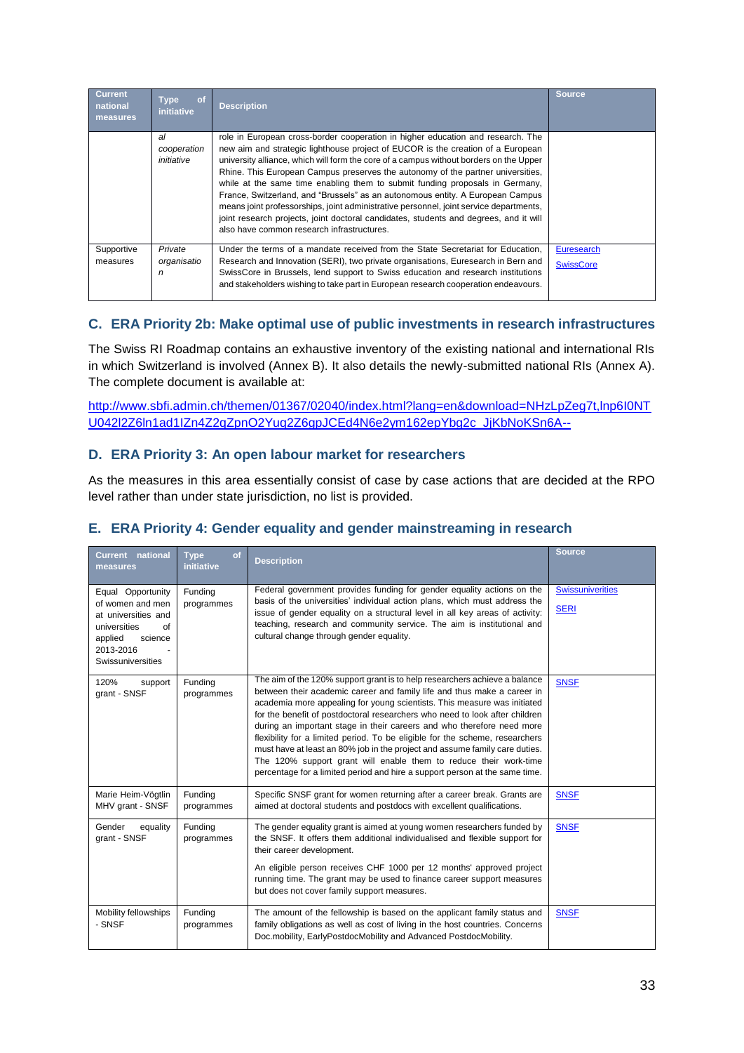| Current national measures | Type of initiative | Description | Source |
|---|---|---|---|
| | *al cooperation initiative* | role in European cross-border cooperation in higher education and research. The new aim and strategic lighthouse project of EUCOR is the creation of a European university alliance, which will form the core of a campus without borders on the Upper Rhine. This European Campus preserves the autonomy of the partner universities, while at the same time enabling them to submit funding proposals in Germany, France, Switzerland, and "Brussels" as an autonomous entity. A European Campus means joint professorships, joint administrative personnel, joint service departments, joint research projects, joint doctoral candidates, students and degrees, and it will also have common research infrastructures. | |
| Supportive measures | *Private organisation* | Under the terms of a mandate received from the State Secretariat for Education, Research and Innovation (SERI), two private organisations, Euresearch in Bern and SwissCore in Brussels, lend support to Swiss education and research institutions and stakeholders wishing to take part in European research cooperation endeavours. | Euresearch SwissCore |

## C. ERA Priority 2b: Make optimal use of public investments in research infrastructures

The Swiss RI Roadmap contains an exhaustive inventory of the existing national and international RIs in which Switzerland is involved (Annex B). It also details the newly-submitted national RIs (Annex A). The complete document is available at:

http://www.sbfi.admin.ch/themen/01367/02040/index.html?lang=en&download=NHzLpZeg7t,lnp6I0NTU042l2Z6ln1ad1IZn4Z2qZpnO2Yuq2Z6gpJCEd4N6e2ym162epYbg2c_JjKbNoKSn6A--

## D. ERA Priority 3: An open labour market for researchers

As the measures in this area essentially consist of case by case actions that are decided at the RPO level rather than under state jurisdiction, no list is provided.

## E. ERA Priority 4: Gender equality and gender mainstreaming in research

| Current national measures | Type of initiative | Description | Source |
|---|---|---|---|
| Equal Opportunity of women and men at universities and universities of applied science 2013-2016 - Swissuniversities | Funding programmes | Federal government provides funding for gender equality actions on the basis of the universities' individual action plans, which must address the issue of gender equality on a structural level in all key areas of activity: teaching, research and community service. The aim is institutional and cultural change through gender equality. | Swissuniverities SERI |
| 120% support grant - SNSF | Funding programmes | The aim of the 120% support grant is to help researchers achieve a balance between their academic career and family life and thus make a career in academia more appealing for young scientists. This measure was initiated for the benefit of postdoctoral researchers who need to look after children during an important stage in their careers and who therefore need more flexibility for a limited period. To be eligible for the scheme, researchers must have at least an 80% job in the project and assume family care duties. The 120% support grant will enable them to reduce their work-time percentage for a limited period and hire a support person at the same time. | SNSF |
| Marie Heim-Vögtlin MHV grant - SNSF | Funding programmes | Specific SNSF grant for women returning after a career break. Grants are aimed at doctoral students and postdocs with excellent qualifications. | SNSF |
| Gender equality grant - SNSF | Funding programmes | The gender equality grant is aimed at young women researchers funded by the SNSF. It offers them additional individualised and flexible support for their career development.<br><br>An eligible person receives CHF 1000 per 12 months' approved project running time. The grant may be used to finance career support measures but does not cover family support measures. | SNSF |
| Mobility fellowships - SNSF | Funding programmes | The amount of the fellowship is based on the applicant family status and family obligations as well as cost of living in the host countries. Concerns Doc.mobility, EarlyPostdocMobility and Advanced PostdocMobility. | SNSF |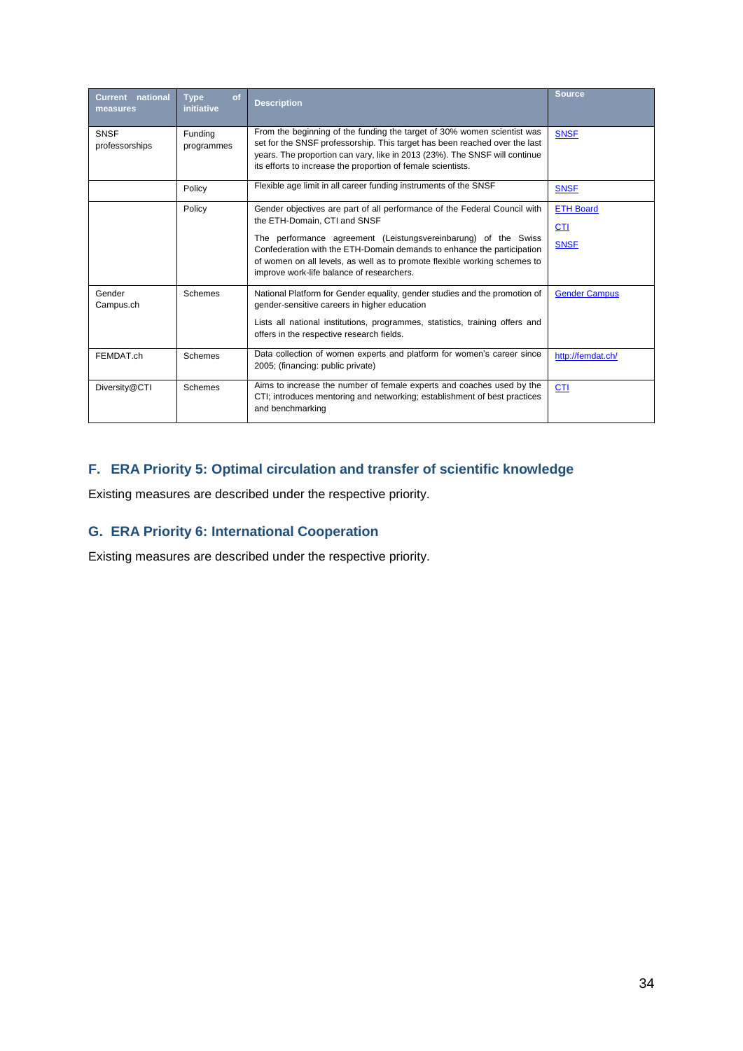| Current national measures | Type of initiative | Description | Source |
|---|---|---|---|
| SNSF professorships | Funding programmes | From the beginning of the funding the target of 30% women scientist was set for the SNSF professorship. This target has been reached over the last years. The proportion can vary, like in 2013 (23%). The SNSF will continue its efforts to increase the proportion of female scientists. | SNSF |
| | Policy | Flexible age limit in all career funding instruments of the SNSF | SNSF |
| | Policy | Gender objectives are part of all performance of the Federal Council with the ETH-Domain, CTI and SNSF<br><br>The performance agreement (Leistungsvereinbarung) of the Swiss Confederation with the ETH-Domain demands to enhance the participation of women on all levels, as well as to promote flexible working schemes to improve work-life balance of researchers. | ETH Board<br><br>CTI<br><br>SNSF |
| Gender Campus.ch | Schemes | National Platform for Gender equality, gender studies and the promotion of gender-sensitive careers in higher education<br><br>Lists all national institutions, programmes, statistics, training offers and offers in the respective research fields. | Gender Campus |
| FEMDAT.ch | Schemes | Data collection of women experts and platform for women's career since 2005; (financing: public private) | http://femdat.ch/ |
| Diversity@CTI | Schemes | Aims to increase the number of female experts and coaches used by the CTI; introduces mentoring and networking; establishment of best practices and benchmarking | CTI |

## F. ERA Priority 5: Optimal circulation and transfer of scientific knowledge

Existing measures are described under the respective priority.

## G. ERA Priority 6: International Cooperation

Existing measures are described under the respective priority.